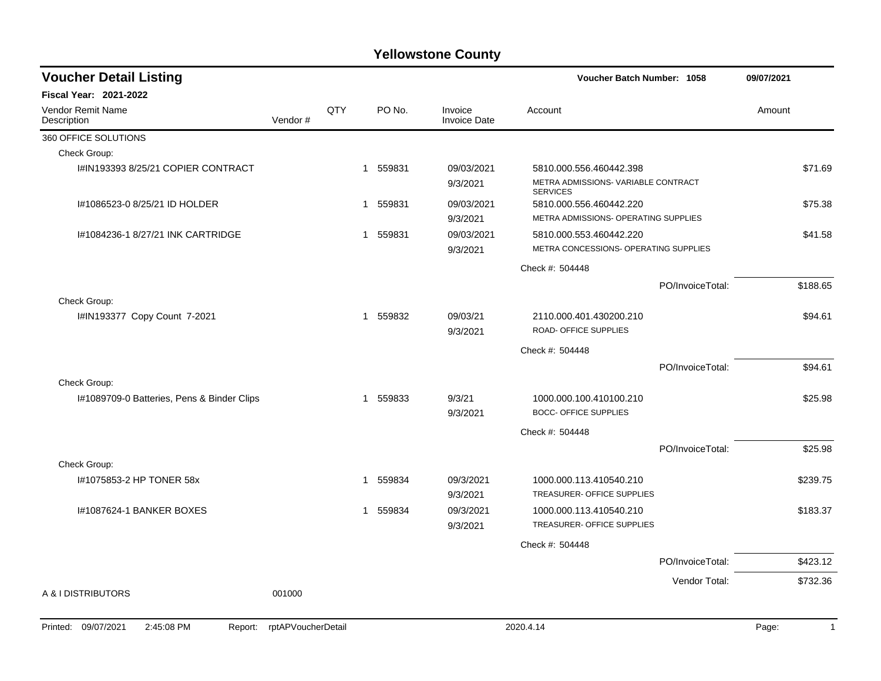# Yellowstone County

## Voucher Detail Listing

**Voucher Batch Number: 1058** — 09/07/2021

**Fiscal Year: 2021-2022**

| Vendor Remit Name / Description | Vendor # | QTY | PO No. | Invoice / Invoice Date | Account | Amount |
|---|---|---|---|---|---|---|
| 360 OFFICE SOLUTIONS | | | | | | |
| Check Group: | | | | | | |
| I#IN193393 8/25/21 COPIER CONTRACT | | 1 | 559831 | 09/03/2021 / 9/3/2021 | 5810.000.556.460442.398 / METRA ADMISSIONS- VARIABLE CONTRACT SERVICES | $71.69 |
| I#1086523-0 8/25/21 ID HOLDER | | 1 | 559831 | 09/03/2021 / 9/3/2021 | 5810.000.556.460442.220 / METRA ADMISSIONS- OPERATING SUPPLIES | $75.38 |
| I#1084236-1 8/27/21 INK CARTRIDGE | | 1 | 559831 | 09/03/2021 / 9/3/2021 | 5810.000.553.460442.220 / METRA CONCESSIONS- OPERATING SUPPLIES | $41.58 |
| | | | | | Check #: 504448 | |
| | | | | | PO/InvoiceTotal: | $188.65 |
| Check Group: | | | | | | |
| I#IN193377 Copy Count 7-2021 | | 1 | 559832 | 09/03/21 / 9/3/2021 | 2110.000.401.430200.210 / ROAD- OFFICE SUPPLIES | $94.61 |
| | | | | | Check #: 504448 | |
| | | | | | PO/InvoiceTotal: | $94.61 |
| Check Group: | | | | | | |
| I#1089709-0 Batteries, Pens & Binder Clips | | 1 | 559833 | 9/3/21 / 9/3/2021 | 1000.000.100.410100.210 / BOCC- OFFICE SUPPLIES | $25.98 |
| | | | | | Check #: 504448 | |
| | | | | | PO/InvoiceTotal: | $25.98 |
| Check Group: | | | | | | |
| I#1075853-2 HP TONER 58x | | 1 | 559834 | 09/3/2021 / 9/3/2021 | 1000.000.113.410540.210 / TREASURER- OFFICE SUPPLIES | $239.75 |
| I#1087624-1 BANKER BOXES | | 1 | 559834 | 09/3/2021 / 9/3/2021 | 1000.000.113.410540.210 / TREASURER- OFFICE SUPPLIES | $183.37 |
| | | | | | Check #: 504448 | |
| | | | | | PO/InvoiceTotal: | $423.12 |
| | | | | | Vendor Total: | $732.36 |
| A & I DISTRIBUTORS | 001000 | | | | | |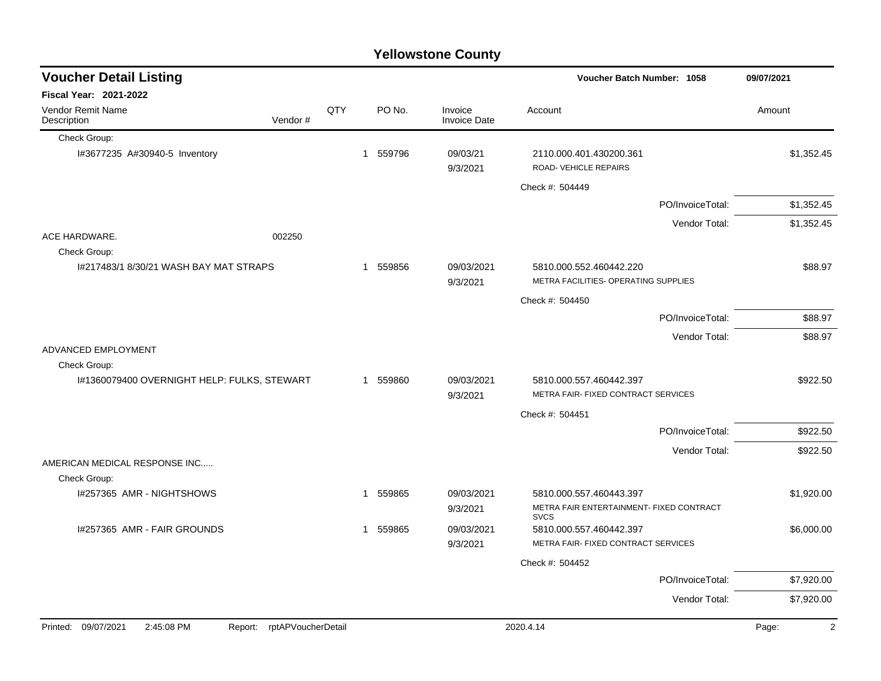# Yellowstone County

## Voucher Detail Listing

**Voucher Batch Number: 1058** 09/07/2021

**Fiscal Year: 2021-2022**

| Vendor Remit Name / Description | Vendor # | QTY | PO No. | Invoice / Invoice Date | Account | Amount |
|---|---|---|---|---|---|---|
| Check Group: | | | | | | |
| I#3677235 A#30940-5 Inventory | | 1 | 559796 | 09/03/21<br>9/3/2021 | 2110.000.401.430200.361<br>ROAD- VEHICLE REPAIRS | $1,352.45 |
| | | | | | Check #: 504449 | |
| | | | | | PO/InvoiceTotal: | $1,352.45 |
| | | | | | Vendor Total: | $1,352.45 |
| ACE HARDWARE. | 002250 | | | | | |
| Check Group: | | | | | | |
| I#217483/1 8/30/21 WASH BAY MAT STRAPS | | 1 | 559856 | 09/03/2021<br>9/3/2021 | 5810.000.552.460442.220<br>METRA FACILITIES- OPERATING SUPPLIES | $88.97 |
| | | | | | Check #: 504450 | |
| | | | | | PO/InvoiceTotal: | $88.97 |
| | | | | | Vendor Total: | $88.97 |
| ADVANCED EMPLOYMENT | | | | | | |
| Check Group: | | | | | | |
| I#1360079400 OVERNIGHT HELP: FULKS, STEWART | | 1 | 559860 | 09/03/2021<br>9/3/2021 | 5810.000.557.460442.397<br>METRA FAIR- FIXED CONTRACT SERVICES | $922.50 |
| | | | | | Check #: 504451 | |
| | | | | | PO/InvoiceTotal: | $922.50 |
| | | | | | Vendor Total: | $922.50 |
| AMERICAN MEDICAL RESPONSE INC..... | | | | | | |
| Check Group: | | | | | | |
| I#257365 AMR - NIGHTSHOWS | | 1 | 559865 | 09/03/2021<br>9/3/2021 | 5810.000.557.460443.397<br>METRA FAIR ENTERTAINMENT- FIXED CONTRACT SVCS | $1,920.00 |
| I#257365 AMR - FAIR GROUNDS | | 1 | 559865 | 09/03/2021<br>9/3/2021 | 5810.000.557.460442.397<br>METRA FAIR- FIXED CONTRACT SERVICES | $6,000.00 |
| | | | | | Check #: 504452 | |
| | | | | | PO/InvoiceTotal: | $7,920.00 |
| | | | | | Vendor Total: | $7,920.00 |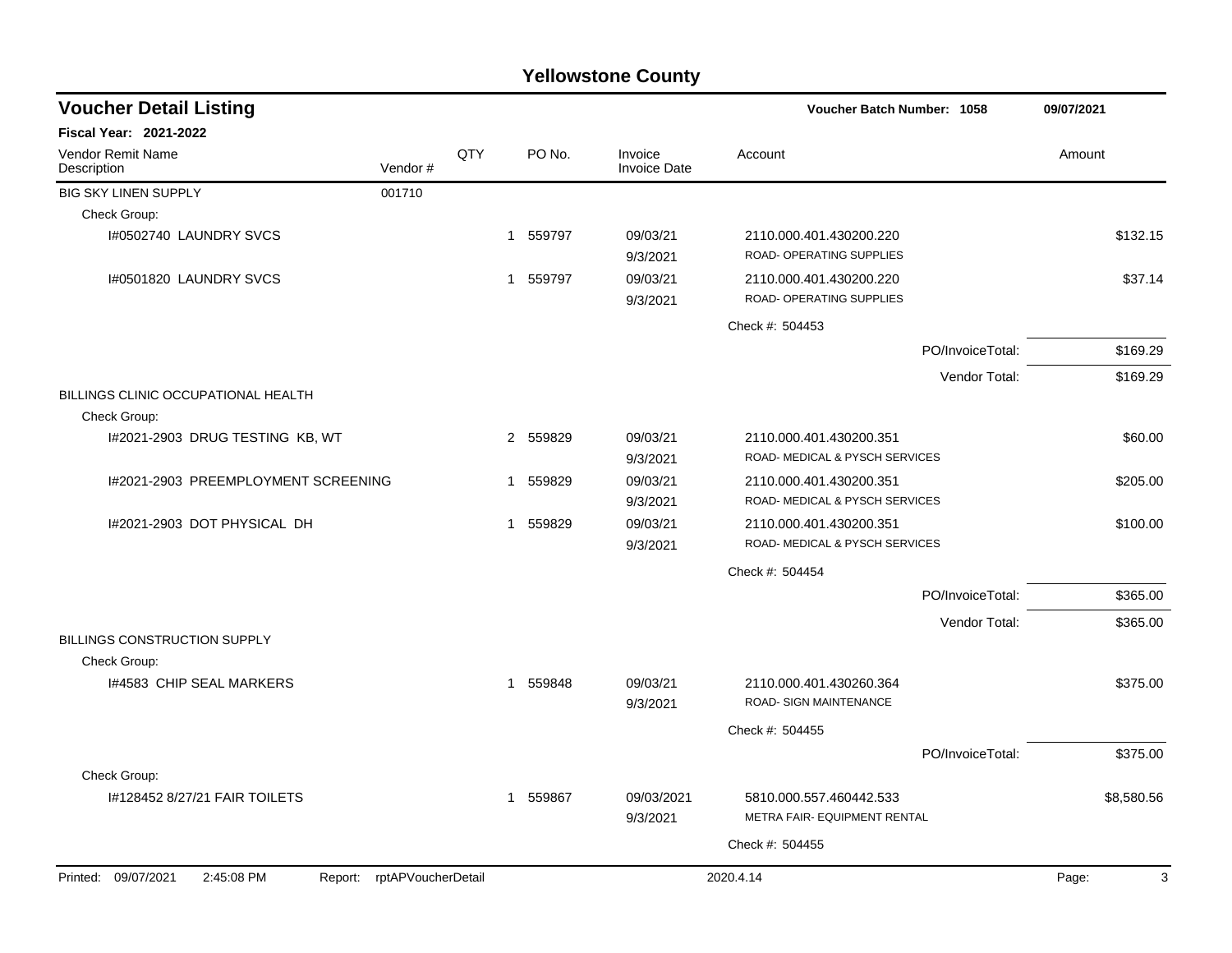# Yellowstone County

## Voucher Detail Listing

**Voucher Batch Number: 1058** &nbsp;&nbsp;&nbsp; **09/07/2021**

**Fiscal Year: 2021-2022**

| Vendor Remit Name<br>Description | Vendor # | QTY | PO No. | Invoice<br>Invoice Date | Account | Amount |
|---|---|---|---|---|---|---|
| BIG SKY LINEN SUPPLY | 001710 | | | | | |
| Check Group: | | | | | | |
| I#0502740 LAUNDRY SVCS | | 1 | 559797 | 09/03/21<br>9/3/2021 | 2110.000.401.430200.220<br>ROAD- OPERATING SUPPLIES | $132.15 |
| I#0501820 LAUNDRY SVCS | | 1 | 559797 | 09/03/21<br>9/3/2021 | 2110.000.401.430200.220<br>ROAD- OPERATING SUPPLIES | $37.14 |
| | | | | | Check #: 504453 | |
| | | | | | PO/InvoiceTotal: | $169.29 |
| | | | | | Vendor Total: | $169.29 |
| BILLINGS CLINIC OCCUPATIONAL HEALTH | | | | | | |
| Check Group: | | | | | | |
| I#2021-2903 DRUG TESTING KB, WT | | 2 | 559829 | 09/03/21<br>9/3/2021 | 2110.000.401.430200.351<br>ROAD- MEDICAL & PYSCH SERVICES | $60.00 |
| I#2021-2903 PREEMPLOYMENT SCREENING | | 1 | 559829 | 09/03/21<br>9/3/2021 | 2110.000.401.430200.351<br>ROAD- MEDICAL & PYSCH SERVICES | $205.00 |
| I#2021-2903 DOT PHYSICAL DH | | 1 | 559829 | 09/03/21<br>9/3/2021 | 2110.000.401.430200.351<br>ROAD- MEDICAL & PYSCH SERVICES | $100.00 |
| | | | | | Check #: 504454 | |
| | | | | | PO/InvoiceTotal: | $365.00 |
| | | | | | Vendor Total: | $365.00 |
| BILLINGS CONSTRUCTION SUPPLY | | | | | | |
| Check Group: | | | | | | |
| I#4583 CHIP SEAL MARKERS | | 1 | 559848 | 09/03/21<br>9/3/2021 | 2110.000.401.430260.364<br>ROAD- SIGN MAINTENANCE | $375.00 |
| | | | | | Check #: 504455 | |
| | | | | | PO/InvoiceTotal: | $375.00 |
| Check Group: | | | | | | |
| I#128452 8/27/21 FAIR TOILETS | | 1 | 559867 | 09/03/2021<br>9/3/2021 | 5810.000.557.460442.533<br>METRA FAIR- EQUIPMENT RENTAL | $8,580.56 |
| | | | | | Check #: 504455 | |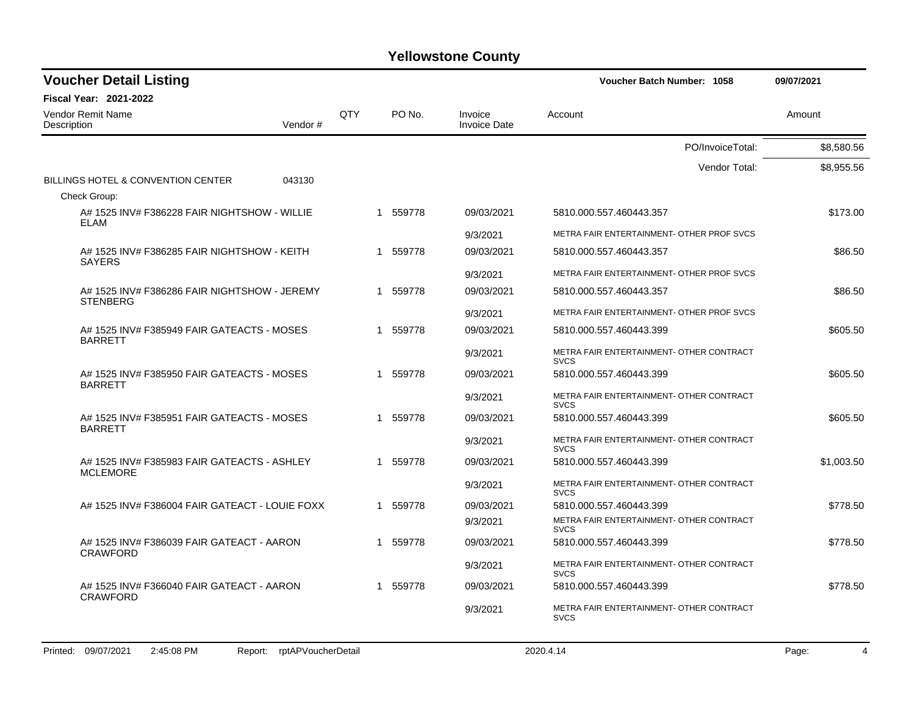# Yellowstone County

## Voucher Detail Listing

**Voucher Batch Number: 1058** 09/07/2021

**Fiscal Year: 2021-2022**

| Vendor Remit Name / Description | Vendor # | QTY | PO No. | Invoice / Invoice Date | Account | Amount |
|---|---|---|---|---|---|---|
| | | | | | PO/InvoiceTotal: | $8,580.56 |
| | | | | | Vendor Total: | $8,955.56 |
| BILLINGS HOTEL & CONVENTION CENTER | 043130 | | | | | |
| Check Group: | | | | | | |
| A# 1525 INV# F386228 FAIR NIGHTSHOW - WILLIE ELAM | | 1 | 559778 | 09/03/2021 | 5810.000.557.460443.357 | $173.00 |
| | | | | 9/3/2021 | METRA FAIR ENTERTAINMENT- OTHER PROF SVCS | |
| A# 1525 INV# F386285 FAIR NIGHTSHOW - KEITH SAYERS | | 1 | 559778 | 09/03/2021 | 5810.000.557.460443.357 | $86.50 |
| | | | | 9/3/2021 | METRA FAIR ENTERTAINMENT- OTHER PROF SVCS | |
| A# 1525 INV# F386286 FAIR NIGHTSHOW - JEREMY STENBERG | | 1 | 559778 | 09/03/2021 | 5810.000.557.460443.357 | $86.50 |
| | | | | 9/3/2021 | METRA FAIR ENTERTAINMENT- OTHER PROF SVCS | |
| A# 1525 INV# F385949 FAIR GATEACTS - MOSES BARRETT | | 1 | 559778 | 09/03/2021 | 5810.000.557.460443.399 | $605.50 |
| | | | | 9/3/2021 | METRA FAIR ENTERTAINMENT- OTHER CONTRACT SVCS | |
| A# 1525 INV# F385950 FAIR GATEACTS - MOSES BARRETT | | 1 | 559778 | 09/03/2021 | 5810.000.557.460443.399 | $605.50 |
| | | | | 9/3/2021 | METRA FAIR ENTERTAINMENT- OTHER CONTRACT SVCS | |
| A# 1525 INV# F385951 FAIR GATEACTS - MOSES BARRETT | | 1 | 559778 | 09/03/2021 | 5810.000.557.460443.399 | $605.50 |
| | | | | 9/3/2021 | METRA FAIR ENTERTAINMENT- OTHER CONTRACT SVCS | |
| A# 1525 INV# F385983 FAIR GATEACTS - ASHLEY MCLEMORE | | 1 | 559778 | 09/03/2021 | 5810.000.557.460443.399 | $1,003.50 |
| | | | | 9/3/2021 | METRA FAIR ENTERTAINMENT- OTHER CONTRACT SVCS | |
| A# 1525 INV# F386004 FAIR GATEACT - LOUIE FOXX | | 1 | 559778 | 09/03/2021 | 5810.000.557.460443.399 | $778.50 |
| | | | | 9/3/2021 | METRA FAIR ENTERTAINMENT- OTHER CONTRACT SVCS | |
| A# 1525 INV# F386039 FAIR GATEACT - AARON CRAWFORD | | 1 | 559778 | 09/03/2021 | 5810.000.557.460443.399 | $778.50 |
| | | | | 9/3/2021 | METRA FAIR ENTERTAINMENT- OTHER CONTRACT SVCS | |
| A# 1525 INV# F366040 FAIR GATEACT - AARON CRAWFORD | | 1 | 559778 | 09/03/2021 | 5810.000.557.460443.399 | $778.50 |
| | | | | 9/3/2021 | METRA FAIR ENTERTAINMENT- OTHER CONTRACT SVCS | |

Printed: 09/07/2021 2:45:08 PM Report: rptAPVoucherDetail 2020.4.14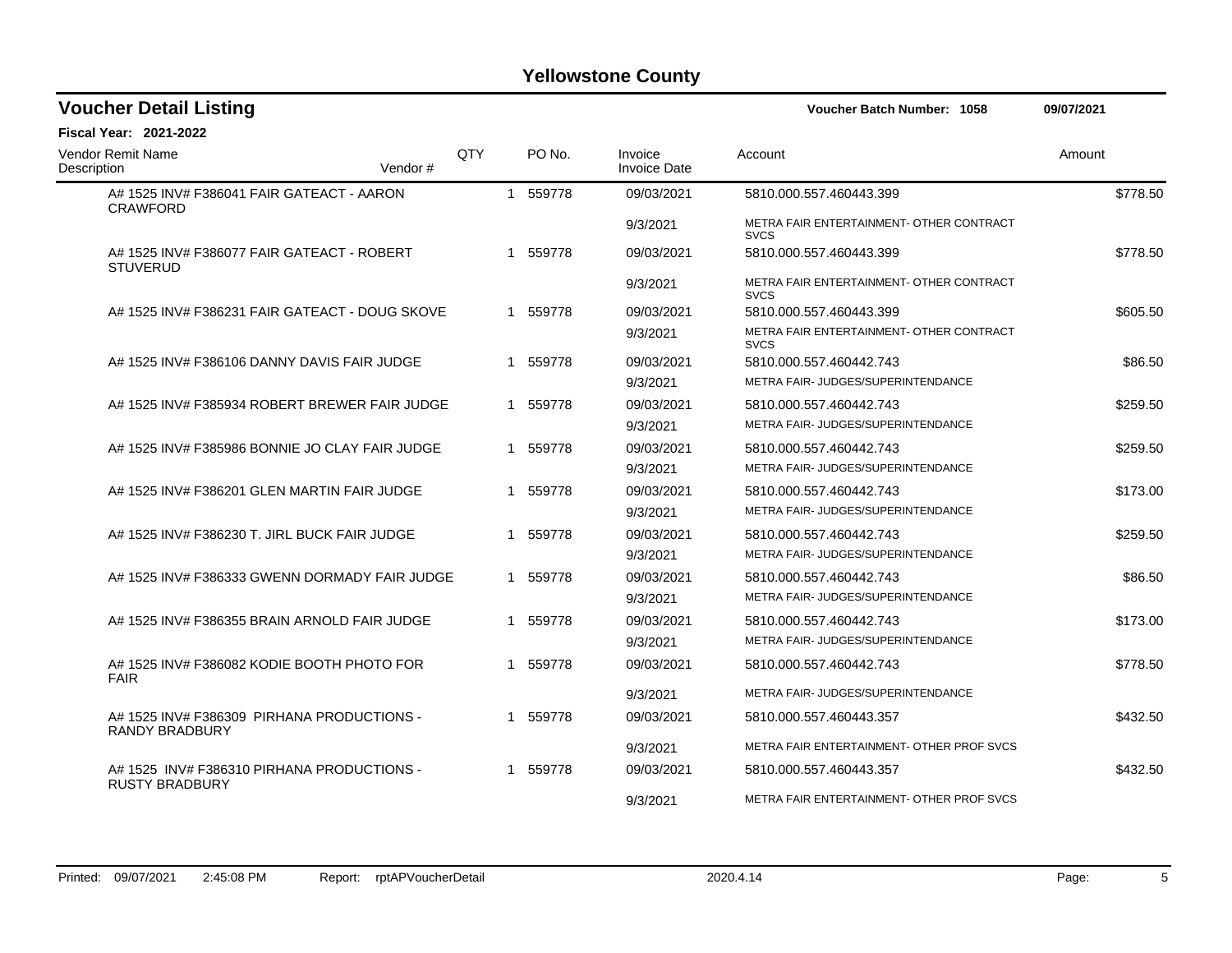# Yellowstone County

## Voucher Detail Listing

**Voucher Batch Number: 1058** 09/07/2021

**Fiscal Year: 2021-2022**

| Vendor Remit Name / Description | Vendor # | QTY | PO No. | Invoice / Invoice Date | Account | Amount |
|---|---|---|---|---|---|---|
| A# 1525 INV# F386041 FAIR GATEACT - AARON CRAWFORD | | 1 | 559778 | 09/03/2021 | 5810.000.557.460443.399 | $778.50 |
| | | | | 9/3/2021 | METRA FAIR ENTERTAINMENT- OTHER CONTRACT SVCS | |
| A# 1525 INV# F386077 FAIR GATEACT - ROBERT STUVERUD | | 1 | 559778 | 09/03/2021 | 5810.000.557.460443.399 | $778.50 |
| | | | | 9/3/2021 | METRA FAIR ENTERTAINMENT- OTHER CONTRACT SVCS | |
| A# 1525 INV# F386231 FAIR GATEACT - DOUG SKOVE | | 1 | 559778 | 09/03/2021 | 5810.000.557.460443.399 | $605.50 |
| | | | | 9/3/2021 | METRA FAIR ENTERTAINMENT- OTHER CONTRACT SVCS | |
| A# 1525 INV# F386106 DANNY DAVIS FAIR JUDGE | | 1 | 559778 | 09/03/2021 | 5810.000.557.460442.743 | $86.50 |
| | | | | 9/3/2021 | METRA FAIR- JUDGES/SUPERINTENDANCE | |
| A# 1525 INV# F385934 ROBERT BREWER FAIR JUDGE | | 1 | 559778 | 09/03/2021 | 5810.000.557.460442.743 | $259.50 |
| | | | | 9/3/2021 | METRA FAIR- JUDGES/SUPERINTENDANCE | |
| A# 1525 INV# F385986 BONNIE JO CLAY FAIR JUDGE | | 1 | 559778 | 09/03/2021 | 5810.000.557.460442.743 | $259.50 |
| | | | | 9/3/2021 | METRA FAIR- JUDGES/SUPERINTENDANCE | |
| A# 1525 INV# F386201 GLEN MARTIN FAIR JUDGE | | 1 | 559778 | 09/03/2021 | 5810.000.557.460442.743 | $173.00 |
| | | | | 9/3/2021 | METRA FAIR- JUDGES/SUPERINTENDANCE | |
| A# 1525 INV# F386230 T. JIRL BUCK FAIR JUDGE | | 1 | 559778 | 09/03/2021 | 5810.000.557.460442.743 | $259.50 |
| | | | | 9/3/2021 | METRA FAIR- JUDGES/SUPERINTENDANCE | |
| A# 1525 INV# F386333 GWENN DORMADY FAIR JUDGE | | 1 | 559778 | 09/03/2021 | 5810.000.557.460442.743 | $86.50 |
| | | | | 9/3/2021 | METRA FAIR- JUDGES/SUPERINTENDANCE | |
| A# 1525 INV# F386355 BRAIN ARNOLD FAIR JUDGE | | 1 | 559778 | 09/03/2021 | 5810.000.557.460442.743 | $173.00 |
| | | | | 9/3/2021 | METRA FAIR- JUDGES/SUPERINTENDANCE | |
| A# 1525 INV# F386082 KODIE BOOTH PHOTO FOR FAIR | | 1 | 559778 | 09/03/2021 | 5810.000.557.460442.743 | $778.50 |
| | | | | 9/3/2021 | METRA FAIR- JUDGES/SUPERINTENDANCE | |
| A# 1525 INV# F386309 PIRHANA PRODUCTIONS - RANDY BRADBURY | | 1 | 559778 | 09/03/2021 | 5810.000.557.460443.357 | $432.50 |
| | | | | 9/3/2021 | METRA FAIR ENTERTAINMENT- OTHER PROF SVCS | |
| A# 1525 INV# F386310 PIRHANA PRODUCTIONS - RUSTY BRADBURY | | 1 | 559778 | 09/03/2021 | 5810.000.557.460443.357 | $432.50 |
| | | | | 9/3/2021 | METRA FAIR ENTERTAINMENT- OTHER PROF SVCS | |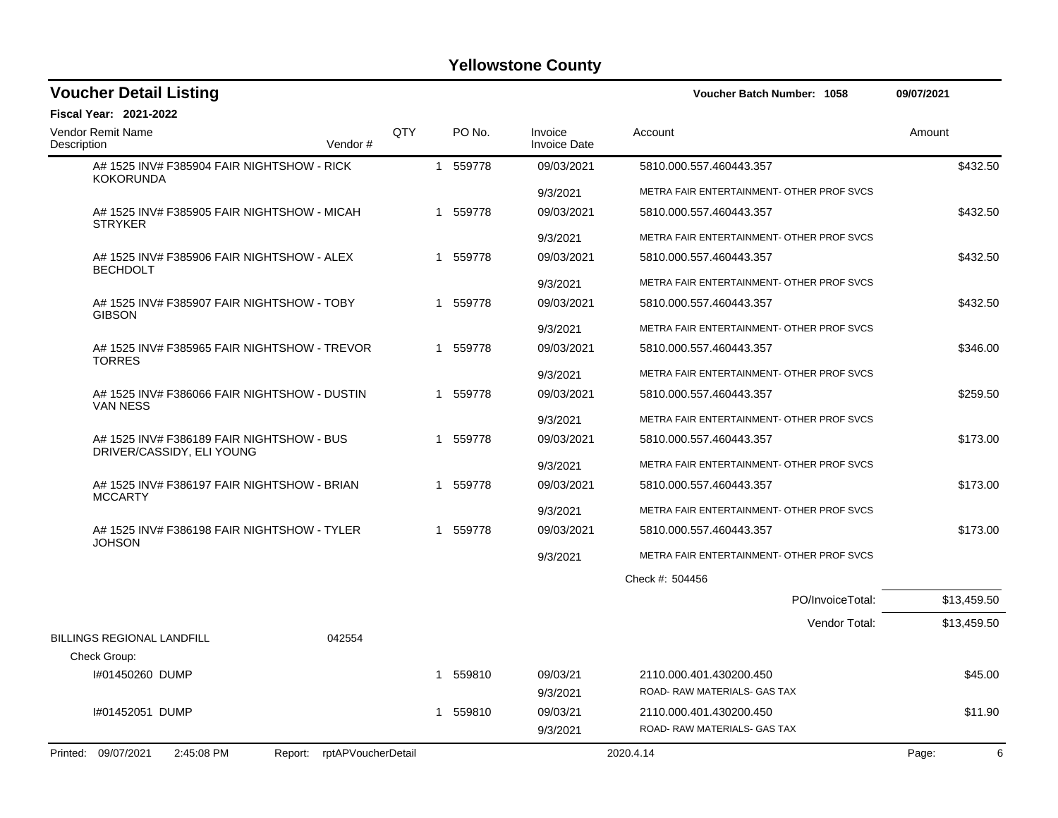# Yellowstone County

## Voucher Detail Listing

**Voucher Batch Number: 1058** 09/07/2021

**Fiscal Year: 2021-2022**

| Vendor Remit Name / Description | Vendor # | QTY | PO No. | Invoice / Invoice Date | Account | Amount |
|---|---|---|---|---|---|---|
| A# 1525 INV# F385904 FAIR NIGHTSHOW - RICK KOKORUNDA | | 1 | 559778 | 09/03/2021 | 5810.000.557.460443.357 | $432.50 |
| | | | | 9/3/2021 | METRA FAIR ENTERTAINMENT- OTHER PROF SVCS | |
| A# 1525 INV# F385905 FAIR NIGHTSHOW - MICAH STRYKER | | 1 | 559778 | 09/03/2021 | 5810.000.557.460443.357 | $432.50 |
| | | | | 9/3/2021 | METRA FAIR ENTERTAINMENT- OTHER PROF SVCS | |
| A# 1525 INV# F385906 FAIR NIGHTSHOW - ALEX BECHDOLT | | 1 | 559778 | 09/03/2021 | 5810.000.557.460443.357 | $432.50 |
| | | | | 9/3/2021 | METRA FAIR ENTERTAINMENT- OTHER PROF SVCS | |
| A# 1525 INV# F385907 FAIR NIGHTSHOW - TOBY GIBSON | | 1 | 559778 | 09/03/2021 | 5810.000.557.460443.357 | $432.50 |
| | | | | 9/3/2021 | METRA FAIR ENTERTAINMENT- OTHER PROF SVCS | |
| A# 1525 INV# F385965 FAIR NIGHTSHOW - TREVOR TORRES | | 1 | 559778 | 09/03/2021 | 5810.000.557.460443.357 | $346.00 |
| | | | | 9/3/2021 | METRA FAIR ENTERTAINMENT- OTHER PROF SVCS | |
| A# 1525 INV# F386066 FAIR NIGHTSHOW - DUSTIN VAN NESS | | 1 | 559778 | 09/03/2021 | 5810.000.557.460443.357 | $259.50 |
| | | | | 9/3/2021 | METRA FAIR ENTERTAINMENT- OTHER PROF SVCS | |
| A# 1525 INV# F386189 FAIR NIGHTSHOW - BUS DRIVER/CASSIDY, ELI YOUNG | | 1 | 559778 | 09/03/2021 | 5810.000.557.460443.357 | $173.00 |
| | | | | 9/3/2021 | METRA FAIR ENTERTAINMENT- OTHER PROF SVCS | |
| A# 1525 INV# F386197 FAIR NIGHTSHOW - BRIAN MCCARTY | | 1 | 559778 | 09/03/2021 | 5810.000.557.460443.357 | $173.00 |
| | | | | 9/3/2021 | METRA FAIR ENTERTAINMENT- OTHER PROF SVCS | |
| A# 1525 INV# F386198 FAIR NIGHTSHOW - TYLER JOHSON | | 1 | 559778 | 09/03/2021 | 5810.000.557.460443.357 | $173.00 |
| | | | | 9/3/2021 | METRA FAIR ENTERTAINMENT- OTHER PROF SVCS | |
| | | | | | Check #: 504456 | |
| | | | | | PO/InvoiceTotal: | $13,459.50 |
| | | | | | Vendor Total: | $13,459.50 |
| BILLINGS REGIONAL LANDFILL | 042554 | | | | | |
| Check Group: | | | | | | |
| I#01450260 DUMP | | 1 | 559810 | 09/03/21 | 2110.000.401.430200.450 | $45.00 |
| | | | | 9/3/2021 | ROAD- RAW MATERIALS- GAS TAX | |
| I#01452051 DUMP | | 1 | 559810 | 09/03/21 | 2110.000.401.430200.450 | $11.90 |
| | | | | 9/3/2021 | ROAD- RAW MATERIALS- GAS TAX | |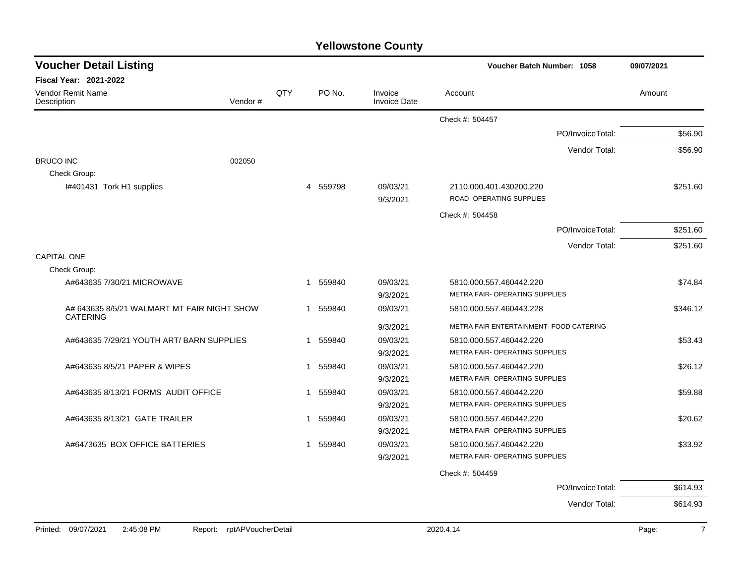# Yellowstone County

## Voucher Detail Listing

**Voucher Batch Number: 1058** | 09/07/2021

**Fiscal Year: 2021-2022**

| Vendor Remit Name / Description | Vendor # | QTY | PO No. | Invoice / Invoice Date | Account | Amount |
|---|---|---|---|---|---|---|
| | | | | | Check #: 504457 | |
| | | | | | PO/InvoiceTotal: | $56.90 |
| | | | | | Vendor Total: | $56.90 |
| BRUCO INC | 002050 | | | | | |
| Check Group: | | | | | | |
| I#401431 Tork H1 supplies | | 4 | 559798 | 09/03/21<br>9/3/2021 | 2110.000.401.430200.220<br>ROAD- OPERATING SUPPLIES | $251.60 |
| | | | | | Check #: 504458 | |
| | | | | | PO/InvoiceTotal: | $251.60 |
| | | | | | Vendor Total: | $251.60 |
| CAPITAL ONE | | | | | | |
| Check Group: | | | | | | |
| A#643635 7/30/21 MICROWAVE | | 1 | 559840 | 09/03/21<br>9/3/2021 | 5810.000.557.460442.220<br>METRA FAIR- OPERATING SUPPLIES | $74.84 |
| A# 643635 8/5/21 WALMART MT FAIR NIGHT SHOW CATERING | | 1 | 559840 | 09/03/21<br>9/3/2021 | 5810.000.557.460443.228<br>METRA FAIR ENTERTAINMENT- FOOD CATERING | $346.12 |
| A#643635 7/29/21 YOUTH ART/ BARN SUPPLIES | | 1 | 559840 | 09/03/21<br>9/3/2021 | 5810.000.557.460442.220<br>METRA FAIR- OPERATING SUPPLIES | $53.43 |
| A#643635 8/5/21 PAPER & WIPES | | 1 | 559840 | 09/03/21<br>9/3/2021 | 5810.000.557.460442.220<br>METRA FAIR- OPERATING SUPPLIES | $26.12 |
| A#643635 8/13/21 FORMS AUDIT OFFICE | | 1 | 559840 | 09/03/21<br>9/3/2021 | 5810.000.557.460442.220<br>METRA FAIR- OPERATING SUPPLIES | $59.88 |
| A#643635 8/13/21 GATE TRAILER | | 1 | 559840 | 09/03/21<br>9/3/2021 | 5810.000.557.460442.220<br>METRA FAIR- OPERATING SUPPLIES | $20.62 |
| A#6473635 BOX OFFICE BATTERIES | | 1 | 559840 | 09/03/21<br>9/3/2021 | 5810.000.557.460442.220<br>METRA FAIR- OPERATING SUPPLIES | $33.92 |
| | | | | | Check #: 504459 | |
| | | | | | PO/InvoiceTotal: | $614.93 |
| | | | | | Vendor Total: | $614.93 |

Printed: 09/07/2021 2:45:08 PM Report: rptAPVoucherDetail 2020.4.14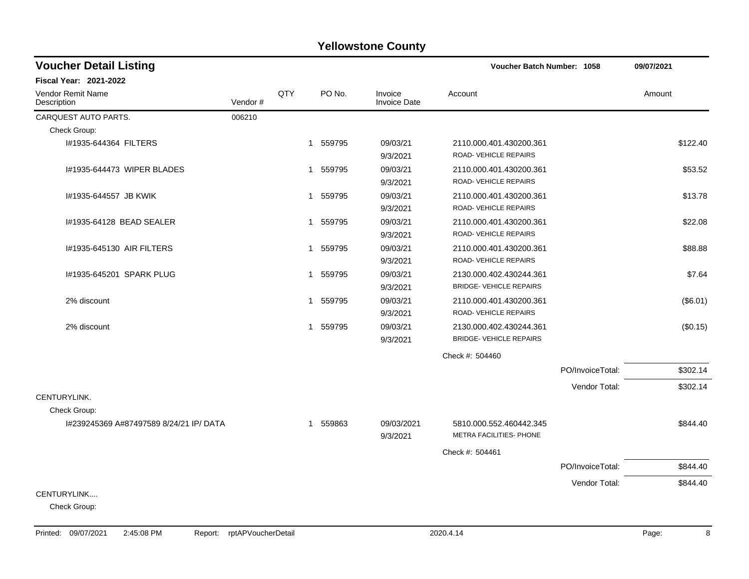# Yellowstone County

## Voucher Detail Listing

**Voucher Batch Number: 1058** — 09/07/2021

**Fiscal Year: 2021-2022**

| Vendor Remit Name / Description | Vendor # | QTY | PO No. | Invoice / Invoice Date | Account | Amount |
|---|---|---|---|---|---|---|
| CARQUEST AUTO PARTS. | 006210 | | | | | |
| Check Group: | | | | | | |
| I#1935-644364 FILTERS | | 1 | 559795 | 09/03/21<br>9/3/2021 | 2110.000.401.430200.361<br>ROAD- VEHICLE REPAIRS | $122.40 |
| I#1935-644473 WIPER BLADES | | 1 | 559795 | 09/03/21<br>9/3/2021 | 2110.000.401.430200.361<br>ROAD- VEHICLE REPAIRS | $53.52 |
| I#1935-644557 JB KWIK | | 1 | 559795 | 09/03/21<br>9/3/2021 | 2110.000.401.430200.361<br>ROAD- VEHICLE REPAIRS | $13.78 |
| I#1935-64128 BEAD SEALER | | 1 | 559795 | 09/03/21<br>9/3/2021 | 2110.000.401.430200.361<br>ROAD- VEHICLE REPAIRS | $22.08 |
| I#1935-645130 AIR FILTERS | | 1 | 559795 | 09/03/21<br>9/3/2021 | 2110.000.401.430200.361<br>ROAD- VEHICLE REPAIRS | $88.88 |
| I#1935-645201 SPARK PLUG | | 1 | 559795 | 09/03/21<br>9/3/2021 | 2130.000.402.430244.361<br>BRIDGE- VEHICLE REPAIRS | $7.64 |
| 2% discount | | 1 | 559795 | 09/03/21<br>9/3/2021 | 2110.000.401.430200.361<br>ROAD- VEHICLE REPAIRS | ($6.01) |
| 2% discount | | 1 | 559795 | 09/03/21<br>9/3/2021 | 2130.000.402.430244.361<br>BRIDGE- VEHICLE REPAIRS | ($0.15) |
| | | | | | Check #: 504460 | |
| | | | | | PO/InvoiceTotal: | $302.14 |
| | | | | | Vendor Total: | $302.14 |
| CENTURYLINK. | | | | | | |
| Check Group: | | | | | | |
| I#239245369 A#87497589 8/24/21 IP/ DATA | | 1 | 559863 | 09/03/2021<br>9/3/2021 | 5810.000.552.460442.345<br>METRA FACILITIES- PHONE | $844.40 |
| | | | | | Check #: 504461 | |
| | | | | | PO/InvoiceTotal: | $844.40 |
| | | | | | Vendor Total: | $844.40 |
| CENTURYLINK.... | | | | | | |
| Check Group: | | | | | | |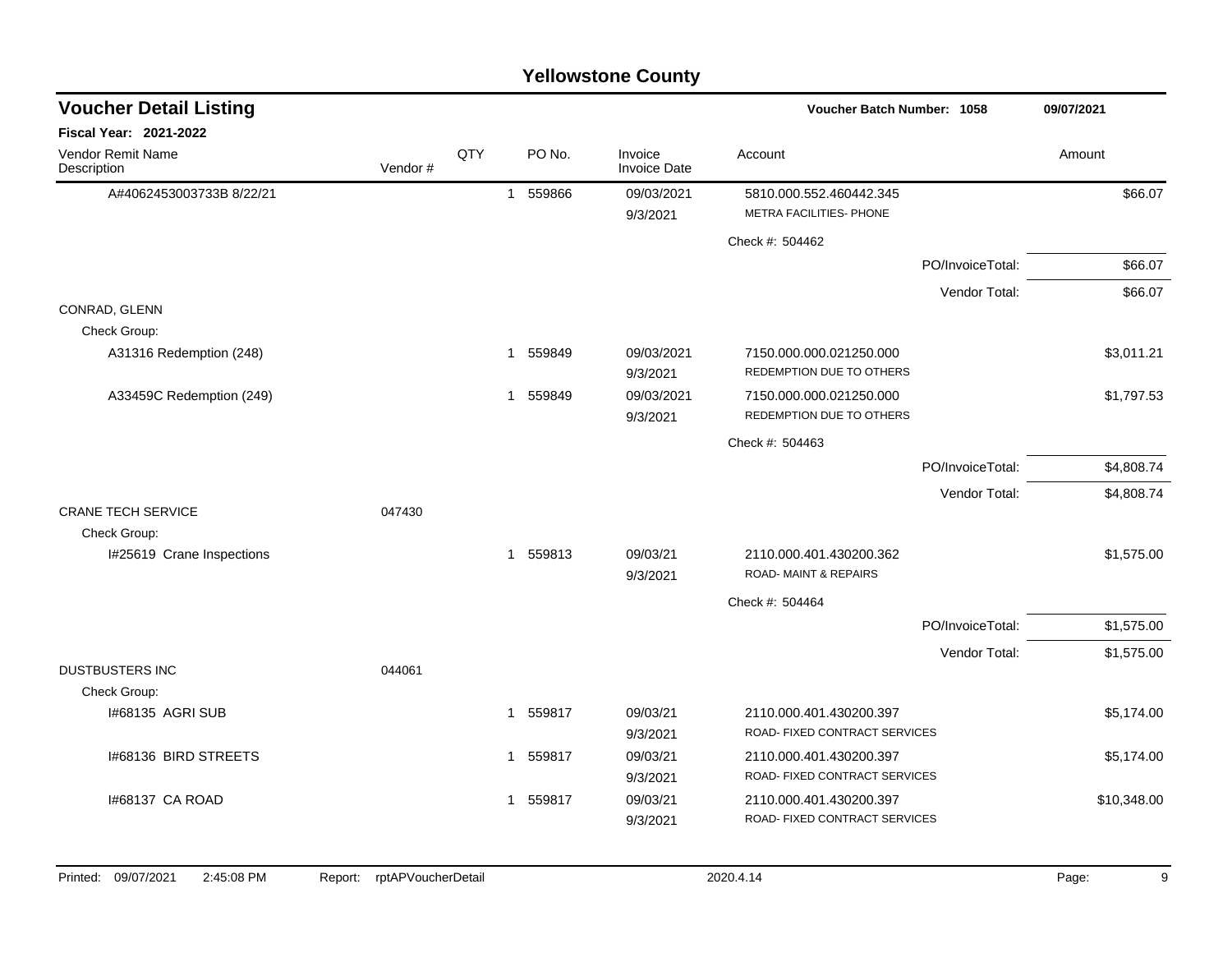# Yellowstone County

## Voucher Detail Listing

Voucher Batch Number: 1058 — 09/07/2021

**Fiscal Year: 2021-2022**

| Vendor Remit Name / Description | Vendor # | QTY | PO No. | Invoice / Invoice Date | Account | Amount |
|---|---|---|---|---|---|---|
| A#4062453003733B 8/22/21 | | 1 | 559866 | 09/03/2021 / 9/3/2021 | 5810.000.552.460442.345 METRA FACILITIES- PHONE | $66.07 |
| | | | | | Check #: 504462 | |
| | | | | | PO/InvoiceTotal: | $66.07 |
| | | | | | Vendor Total: | $66.07 |
| CONRAD, GLENN | | | | | | |
| Check Group: | | | | | | |
| A31316 Redemption (248) | | 1 | 559849 | 09/03/2021 / 9/3/2021 | 7150.000.000.021250.000 REDEMPTION DUE TO OTHERS | $3,011.21 |
| A33459C Redemption (249) | | 1 | 559849 | 09/03/2021 / 9/3/2021 | 7150.000.000.021250.000 REDEMPTION DUE TO OTHERS | $1,797.53 |
| | | | | | Check #: 504463 | |
| | | | | | PO/InvoiceTotal: | $4,808.74 |
| | | | | | Vendor Total: | $4,808.74 |
| CRANE TECH SERVICE | 047430 | | | | | |
| Check Group: | | | | | | |
| I#25619 Crane Inspections | | 1 | 559813 | 09/03/21 / 9/3/2021 | 2110.000.401.430200.362 ROAD- MAINT & REPAIRS | $1,575.00 |
| | | | | | Check #: 504464 | |
| | | | | | PO/InvoiceTotal: | $1,575.00 |
| | | | | | Vendor Total: | $1,575.00 |
| DUSTBUSTERS INC | 044061 | | | | | |
| Check Group: | | | | | | |
| I#68135 AGRI SUB | | 1 | 559817 | 09/03/21 / 9/3/2021 | 2110.000.401.430200.397 ROAD- FIXED CONTRACT SERVICES | $5,174.00 |
| I#68136 BIRD STREETS | | 1 | 559817 | 09/03/21 / 9/3/2021 | 2110.000.401.430200.397 ROAD- FIXED CONTRACT SERVICES | $5,174.00 |
| I#68137 CA ROAD | | 1 | 559817 | 09/03/21 / 9/3/2021 | 2110.000.401.430200.397 ROAD- FIXED CONTRACT SERVICES | $10,348.00 |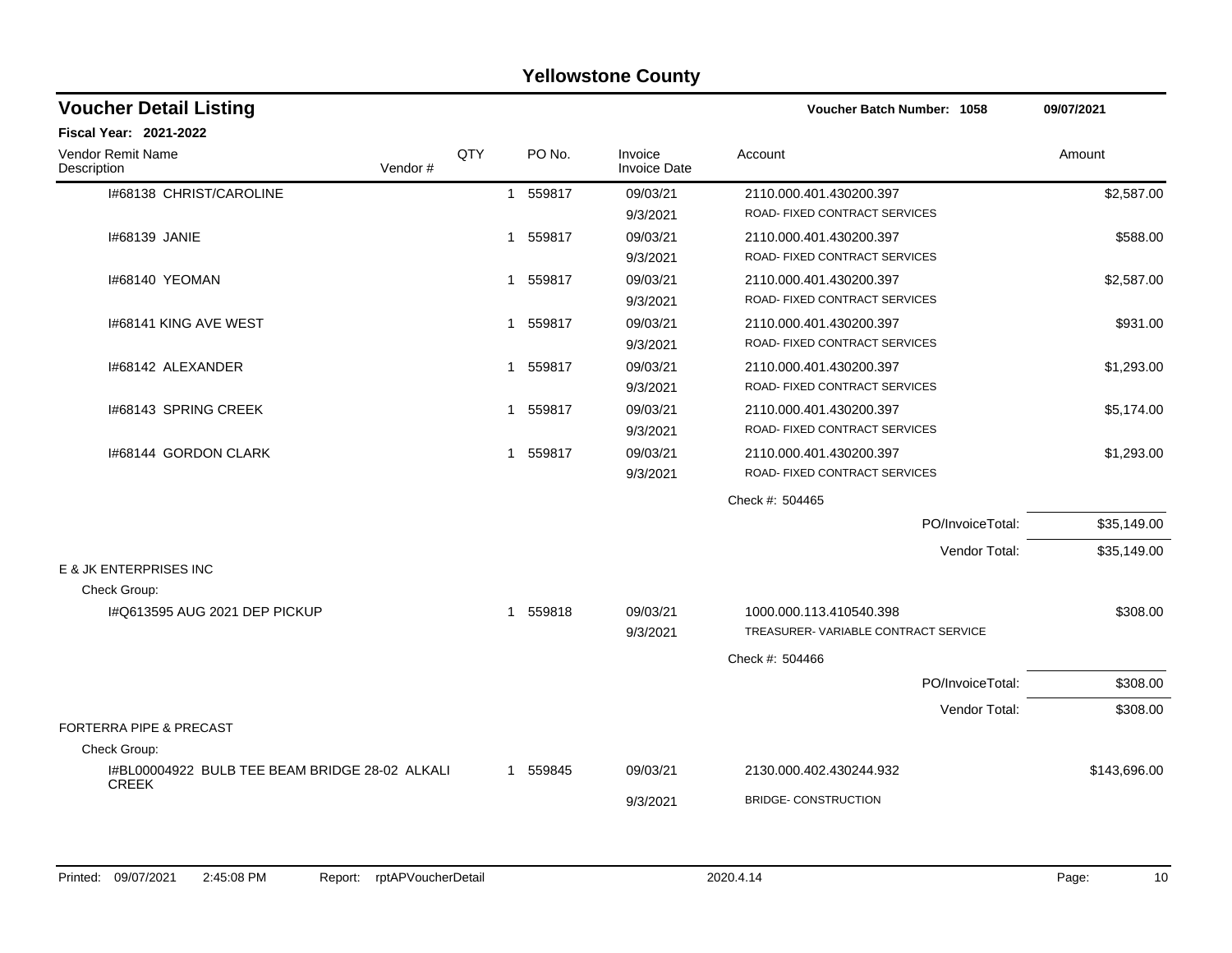# Yellowstone County

## Voucher Detail Listing

**Voucher Batch Number: 1058** 09/07/2021

**Fiscal Year: 2021-2022**

| Vendor Remit Name / Description | Vendor # | QTY | PO No. | Invoice / Invoice Date | Account | Amount |
|---|---|---|---|---|---|---|
| I#68138 CHRIST/CAROLINE | | 1 | 559817 | 09/03/21<br>9/3/2021 | 2110.000.401.430200.397<br>ROAD- FIXED CONTRACT SERVICES | $2,587.00 |
| I#68139 JANIE | | 1 | 559817 | 09/03/21<br>9/3/2021 | 2110.000.401.430200.397<br>ROAD- FIXED CONTRACT SERVICES | $588.00 |
| I#68140 YEOMAN | | 1 | 559817 | 09/03/21<br>9/3/2021 | 2110.000.401.430200.397<br>ROAD- FIXED CONTRACT SERVICES | $2,587.00 |
| I#68141 KING AVE WEST | | 1 | 559817 | 09/03/21<br>9/3/2021 | 2110.000.401.430200.397<br>ROAD- FIXED CONTRACT SERVICES | $931.00 |
| I#68142 ALEXANDER | | 1 | 559817 | 09/03/21<br>9/3/2021 | 2110.000.401.430200.397<br>ROAD- FIXED CONTRACT SERVICES | $1,293.00 |
| I#68143 SPRING CREEK | | 1 | 559817 | 09/03/21<br>9/3/2021 | 2110.000.401.430200.397<br>ROAD- FIXED CONTRACT SERVICES | $5,174.00 |
| I#68144 GORDON CLARK | | 1 | 559817 | 09/03/21<br>9/3/2021 | 2110.000.401.430200.397<br>ROAD- FIXED CONTRACT SERVICES | $1,293.00 |
| | | | | | Check #: 504465 | |
| | | | | | PO/InvoiceTotal: | $35,149.00 |
| | | | | | Vendor Total: | $35,149.00 |
| E & JK ENTERPRISES INC | | | | | | |
| Check Group: | | | | | | |
| I#Q613595 AUG 2021 DEP PICKUP | | 1 | 559818 | 09/03/21<br>9/3/2021 | 1000.000.113.410540.398<br>TREASURER- VARIABLE CONTRACT SERVICE | $308.00 |
| | | | | | Check #: 504466 | |
| | | | | | PO/InvoiceTotal: | $308.00 |
| | | | | | Vendor Total: | $308.00 |
| FORTERRA PIPE & PRECAST | | | | | | |
| Check Group: | | | | | | |
| I#BL00004922 BULB TEE BEAM BRIDGE 28-02 ALKALI CREEK | | 1 | 559845 | 09/03/21<br>9/3/2021 | 2130.000.402.430244.932<br>BRIDGE- CONSTRUCTION | $143,696.00 |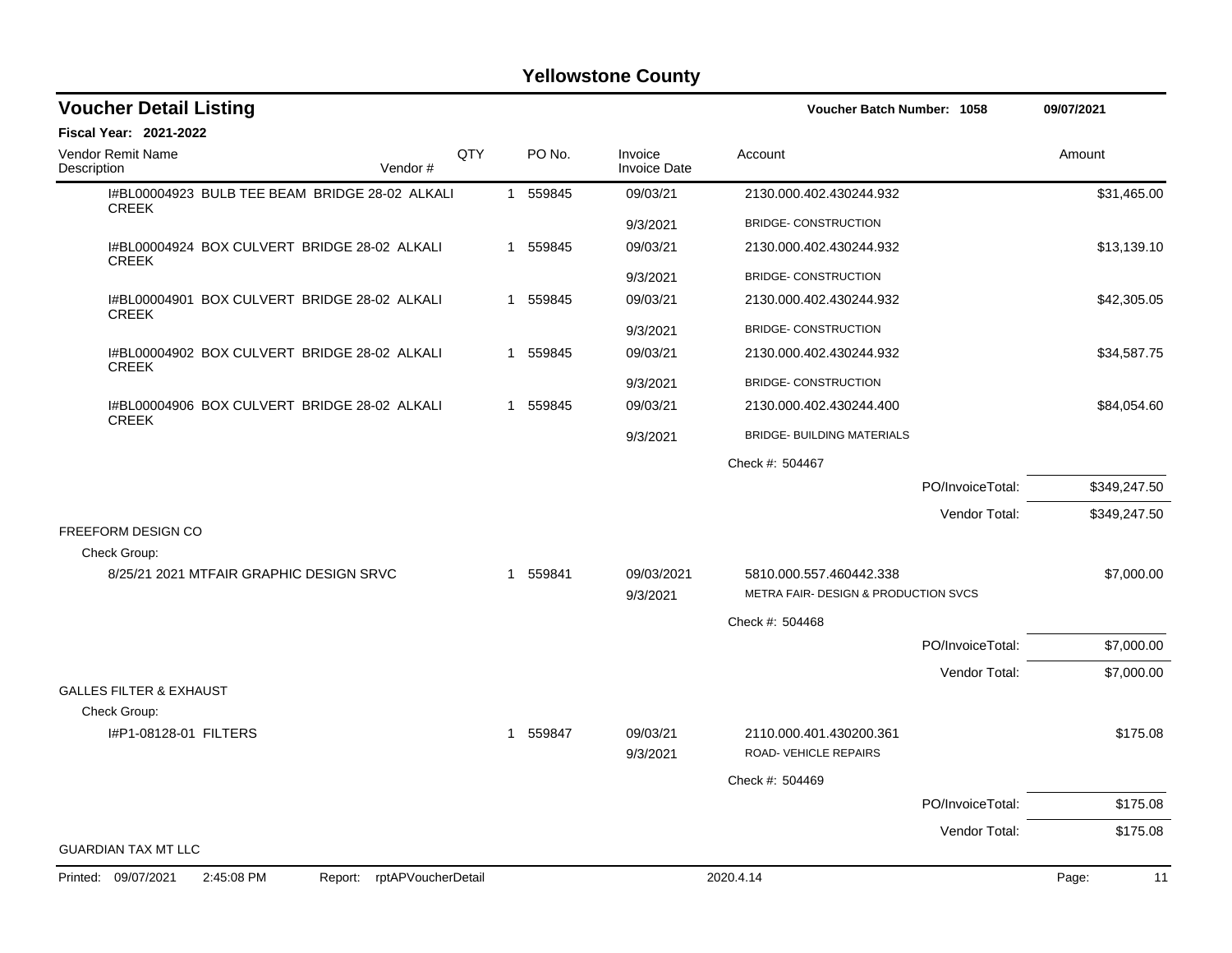# Yellowstone County

## Voucher Detail Listing

**Voucher Batch Number: 1058** — 09/07/2021

**Fiscal Year: 2021-2022**

| Vendor Remit Name / Description | Vendor # | QTY | PO No. | Invoice / Invoice Date | Account | Amount |
|---|---|---|---|---|---|---|
| I#BL00004923 BULB TEE BEAM BRIDGE 28-02 ALKALI CREEK | | 1 | 559845 | 09/03/21 | 2130.000.402.430244.932 | $31,465.00 |
| | | | | 9/3/2021 | BRIDGE- CONSTRUCTION | |
| I#BL00004924 BOX CULVERT BRIDGE 28-02 ALKALI CREEK | | 1 | 559845 | 09/03/21 | 2130.000.402.430244.932 | $13,139.10 |
| | | | | 9/3/2021 | BRIDGE- CONSTRUCTION | |
| I#BL00004901 BOX CULVERT BRIDGE 28-02 ALKALI CREEK | | 1 | 559845 | 09/03/21 | 2130.000.402.430244.932 | $42,305.05 |
| | | | | 9/3/2021 | BRIDGE- CONSTRUCTION | |
| I#BL00004902 BOX CULVERT BRIDGE 28-02 ALKALI CREEK | | 1 | 559845 | 09/03/21 | 2130.000.402.430244.932 | $34,587.75 |
| | | | | 9/3/2021 | BRIDGE- CONSTRUCTION | |
| I#BL00004906 BOX CULVERT BRIDGE 28-02 ALKALI CREEK | | 1 | 559845 | 09/03/21 | 2130.000.402.430244.400 | $84,054.60 |
| | | | | 9/3/2021 | BRIDGE- BUILDING MATERIALS | |
| | | | | | Check #: 504467 | |
| | | | | | PO/InvoiceTotal: | $349,247.50 |
| | | | | | Vendor Total: | $349,247.50 |
| FREEFORM DESIGN CO | | | | | | |
| Check Group: | | | | | | |
| 8/25/21 2021 MTFAIR GRAPHIC DESIGN SRVC | | 1 | 559841 | 09/03/2021 | 5810.000.557.460442.338 | $7,000.00 |
| | | | | 9/3/2021 | METRA FAIR- DESIGN & PRODUCTION SVCS | |
| | | | | | Check #: 504468 | |
| | | | | | PO/InvoiceTotal: | $7,000.00 |
| | | | | | Vendor Total: | $7,000.00 |
| GALLES FILTER & EXHAUST | | | | | | |
| Check Group: | | | | | | |
| I#P1-08128-01 FILTERS | | 1 | 559847 | 09/03/21 | 2110.000.401.430200.361 | $175.08 |
| | | | | 9/3/2021 | ROAD- VEHICLE REPAIRS | |
| | | | | | Check #: 504469 | |
| | | | | | PO/InvoiceTotal: | $175.08 |
| | | | | | Vendor Total: | $175.08 |
| GUARDIAN TAX MT LLC | | | | | | |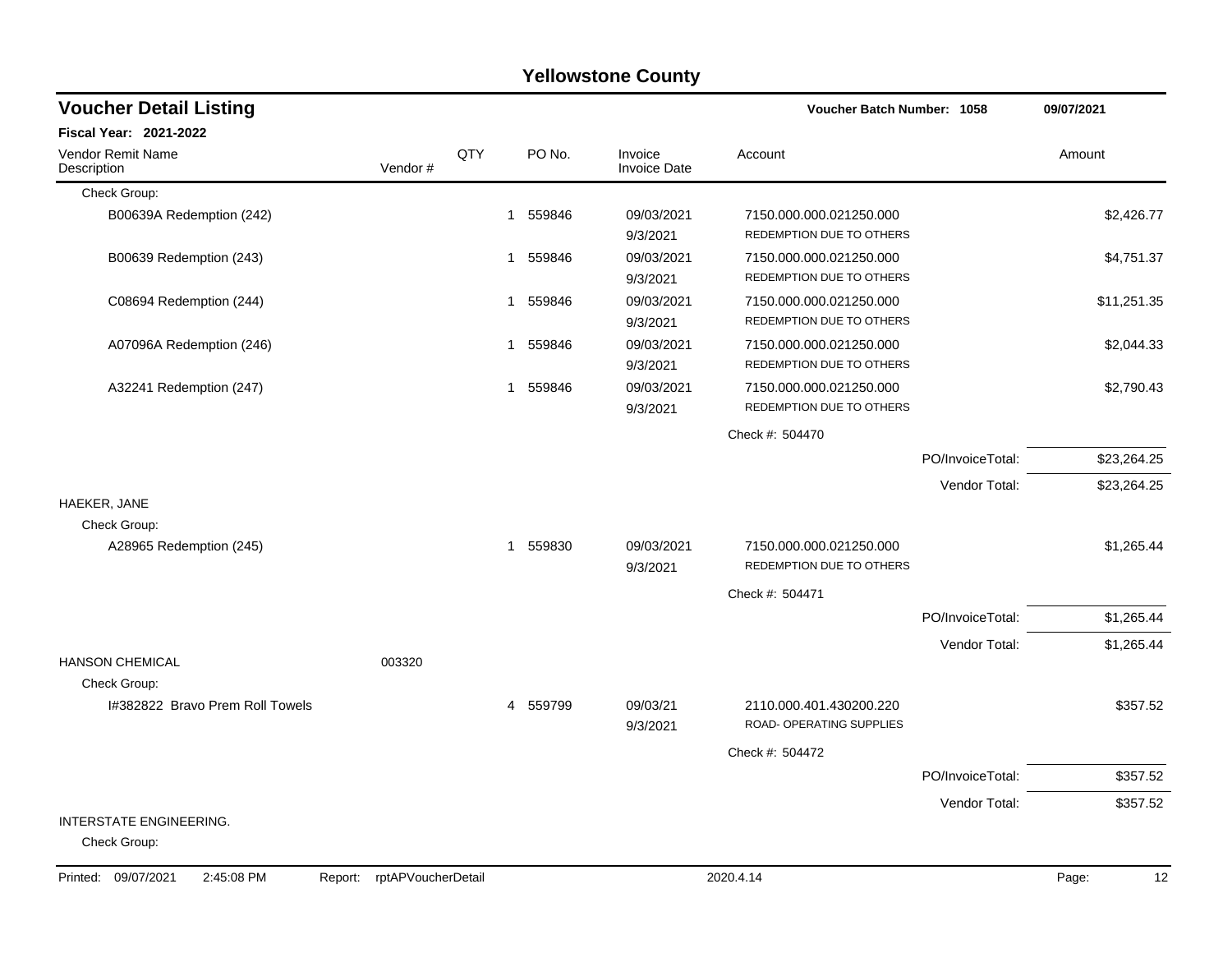## Yellowstone County

### Voucher Detail Listing

**Voucher Batch Number: 1058** — 09/07/2021

**Fiscal Year: 2021-2022**

| Vendor Remit Name / Description | Vendor # | QTY | PO No. | Invoice / Invoice Date | Account | Amount |
|---|---|---|---|---|---|---|
| Check Group: | | | | | | |
| B00639A Redemption (242) | | 1 | 559846 | 09/03/2021 9/3/2021 | 7150.000.000.021250.000 REDEMPTION DUE TO OTHERS | $2,426.77 |
| B00639 Redemption (243) | | 1 | 559846 | 09/03/2021 9/3/2021 | 7150.000.000.021250.000 REDEMPTION DUE TO OTHERS | $4,751.37 |
| C08694 Redemption (244) | | 1 | 559846 | 09/03/2021 9/3/2021 | 7150.000.000.021250.000 REDEMPTION DUE TO OTHERS | $11,251.35 |
| A07096A Redemption (246) | | 1 | 559846 | 09/03/2021 9/3/2021 | 7150.000.000.021250.000 REDEMPTION DUE TO OTHERS | $2,044.33 |
| A32241 Redemption (247) | | 1 | 559846 | 09/03/2021 9/3/2021 | 7150.000.000.021250.000 REDEMPTION DUE TO OTHERS | $2,790.43 |
| | | | | | Check #: 504470 | |
| | | | | | PO/InvoiceTotal: | $23,264.25 |
| | | | | | Vendor Total: | $23,264.25 |
| HAEKER, JANE | | | | | | |
| Check Group: | | | | | | |
| A28965 Redemption (245) | | 1 | 559830 | 09/03/2021 9/3/2021 | 7150.000.000.021250.000 REDEMPTION DUE TO OTHERS | $1,265.44 |
| | | | | | Check #: 504471 | |
| | | | | | PO/InvoiceTotal: | $1,265.44 |
| | | | | | Vendor Total: | $1,265.44 |
| HANSON CHEMICAL | 003320 | | | | | |
| Check Group: | | | | | | |
| I#382822 Bravo Prem Roll Towels | | 4 | 559799 | 09/03/21 9/3/2021 | 2110.000.401.430200.220 ROAD- OPERATING SUPPLIES | $357.52 |
| | | | | | Check #: 504472 | |
| | | | | | PO/InvoiceTotal: | $357.52 |
| | | | | | Vendor Total: | $357.52 |
| INTERSTATE ENGINEERING. | | | | | | |
| Check Group: | | | | | | |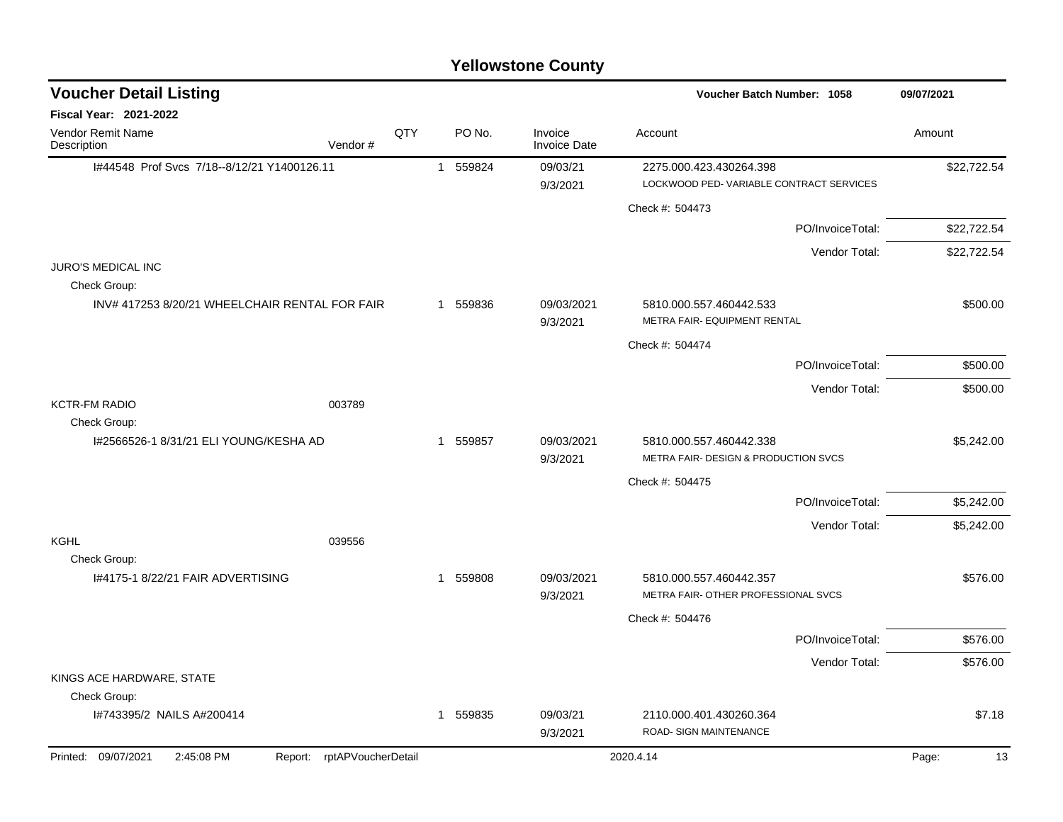# Yellowstone County

## Voucher Detail Listing

**Voucher Batch Number: 1058** — 09/07/2021

**Fiscal Year: 2021-2022**

| Vendor Remit Name / Description | Vendor # | QTY | PO No. | Invoice / Invoice Date | Account | Amount |
|---|---|---|---|---|---|---|
| I#44548 Prof Svcs 7/18--8/12/21 Y1400126.11 | | 1 | 559824 | 09/03/21<br>9/3/2021 | 2275.000.423.430264.398<br>LOCKWOOD PED- VARIABLE CONTRACT SERVICES | $22,722.54 |
| | | | | | Check #: 504473 | |
| | | | | | PO/InvoiceTotal: | $22,722.54 |
| | | | | | Vendor Total: | $22,722.54 |
| JURO'S MEDICAL INC | | | | | | |
| Check Group: | | | | | | |
| INV# 417253 8/20/21 WHEELCHAIR RENTAL FOR FAIR | | 1 | 559836 | 09/03/2021<br>9/3/2021 | 5810.000.557.460442.533<br>METRA FAIR- EQUIPMENT RENTAL | $500.00 |
| | | | | | Check #: 504474 | |
| | | | | | PO/InvoiceTotal: | $500.00 |
| | | | | | Vendor Total: | $500.00 |
| KCTR-FM RADIO | 003789 | | | | | |
| Check Group: | | | | | | |
| I#2566526-1 8/31/21 ELI YOUNG/KESHA AD | | 1 | 559857 | 09/03/2021<br>9/3/2021 | 5810.000.557.460442.338<br>METRA FAIR- DESIGN & PRODUCTION SVCS | $5,242.00 |
| | | | | | Check #: 504475 | |
| | | | | | PO/InvoiceTotal: | $5,242.00 |
| | | | | | Vendor Total: | $5,242.00 |
| KGHL | 039556 | | | | | |
| Check Group: | | | | | | |
| I#4175-1 8/22/21 FAIR ADVERTISING | | 1 | 559808 | 09/03/2021<br>9/3/2021 | 5810.000.557.460442.357<br>METRA FAIR- OTHER PROFESSIONAL SVCS | $576.00 |
| | | | | | Check #: 504476 | |
| | | | | | PO/InvoiceTotal: | $576.00 |
| | | | | | Vendor Total: | $576.00 |
| KINGS ACE HARDWARE, STATE | | | | | | |
| Check Group: | | | | | | |
| I#743395/2 NAILS A#200414 | | 1 | 559835 | 09/03/21<br>9/3/2021 | 2110.000.401.430260.364<br>ROAD- SIGN MAINTENANCE | $7.18 |

Printed: 09/07/2021 2:45:08 PM Report: rptAPVoucherDetail 2020.4.14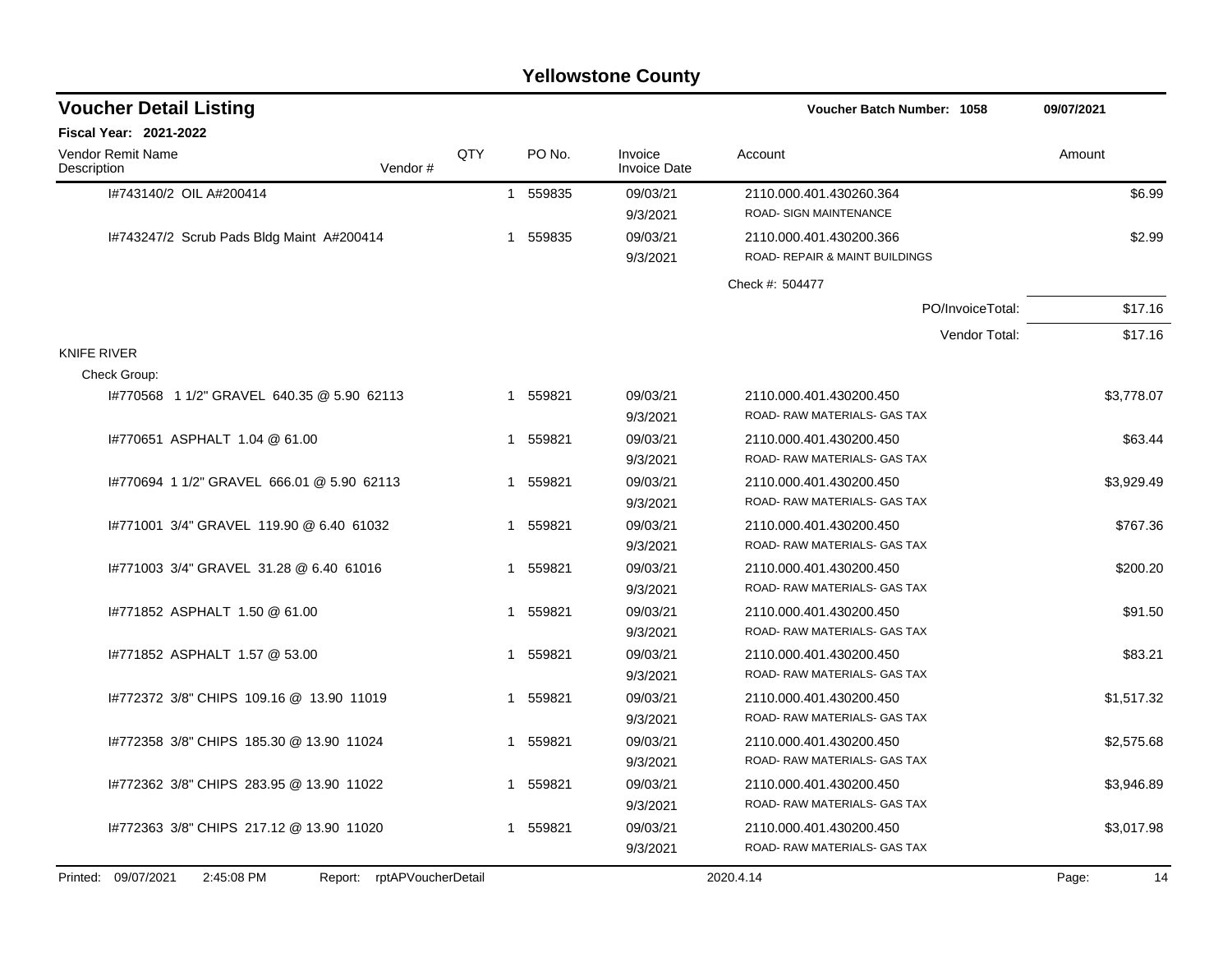# Yellowstone County

## Voucher Detail Listing

**Voucher Batch Number: 1058** — 09/07/2021

**Fiscal Year: 2021-2022**

| Vendor Remit Name / Description | Vendor # | QTY | PO No. | Invoice / Invoice Date | Account | Amount |
|---|---|---|---|---|---|---|
| I#743140/2 OIL A#200414 | | 1 | 559835 | 09/03/21<br>9/3/2021 | 2110.000.401.430260.364<br>ROAD- SIGN MAINTENANCE | $6.99 |
| I#743247/2 Scrub Pads Bldg Maint A#200414 | | 1 | 559835 | 09/03/21<br>9/3/2021 | 2110.000.401.430200.366<br>ROAD- REPAIR & MAINT BUILDINGS | $2.99 |
| | | | | | Check #: 504477 | |
| | | | | | PO/InvoiceTotal: | $17.16 |
| | | | | | Vendor Total: | $17.16 |
| KNIFE RIVER | | | | | | |
| Check Group: | | | | | | |
| I#770568 1 1/2" GRAVEL 640.35 @ 5.90 62113 | | 1 | 559821 | 09/03/21<br>9/3/2021 | 2110.000.401.430200.450<br>ROAD- RAW MATERIALS- GAS TAX | $3,778.07 |
| I#770651 ASPHALT 1.04 @ 61.00 | | 1 | 559821 | 09/03/21<br>9/3/2021 | 2110.000.401.430200.450<br>ROAD- RAW MATERIALS- GAS TAX | $63.44 |
| I#770694 1 1/2" GRAVEL 666.01 @ 5.90 62113 | | 1 | 559821 | 09/03/21<br>9/3/2021 | 2110.000.401.430200.450<br>ROAD- RAW MATERIALS- GAS TAX | $3,929.49 |
| I#771001 3/4" GRAVEL 119.90 @ 6.40 61032 | | 1 | 559821 | 09/03/21<br>9/3/2021 | 2110.000.401.430200.450<br>ROAD- RAW MATERIALS- GAS TAX | $767.36 |
| I#771003 3/4" GRAVEL 31.28 @ 6.40 61016 | | 1 | 559821 | 09/03/21<br>9/3/2021 | 2110.000.401.430200.450<br>ROAD- RAW MATERIALS- GAS TAX | $200.20 |
| I#771852 ASPHALT 1.50 @ 61.00 | | 1 | 559821 | 09/03/21<br>9/3/2021 | 2110.000.401.430200.450<br>ROAD- RAW MATERIALS- GAS TAX | $91.50 |
| I#771852 ASPHALT 1.57 @ 53.00 | | 1 | 559821 | 09/03/21<br>9/3/2021 | 2110.000.401.430200.450<br>ROAD- RAW MATERIALS- GAS TAX | $83.21 |
| I#772372 3/8" CHIPS 109.16 @ 13.90 11019 | | 1 | 559821 | 09/03/21<br>9/3/2021 | 2110.000.401.430200.450<br>ROAD- RAW MATERIALS- GAS TAX | $1,517.32 |
| I#772358 3/8" CHIPS 185.30 @ 13.90 11024 | | 1 | 559821 | 09/03/21<br>9/3/2021 | 2110.000.401.430200.450<br>ROAD- RAW MATERIALS- GAS TAX | $2,575.68 |
| I#772362 3/8" CHIPS 283.95 @ 13.90 11022 | | 1 | 559821 | 09/03/21<br>9/3/2021 | 2110.000.401.430200.450<br>ROAD- RAW MATERIALS- GAS TAX | $3,946.89 |
| I#772363 3/8" CHIPS 217.12 @ 13.90 11020 | | 1 | 559821 | 09/03/21<br>9/3/2021 | 2110.000.401.430200.450<br>ROAD- RAW MATERIALS- GAS TAX | $3,017.98 |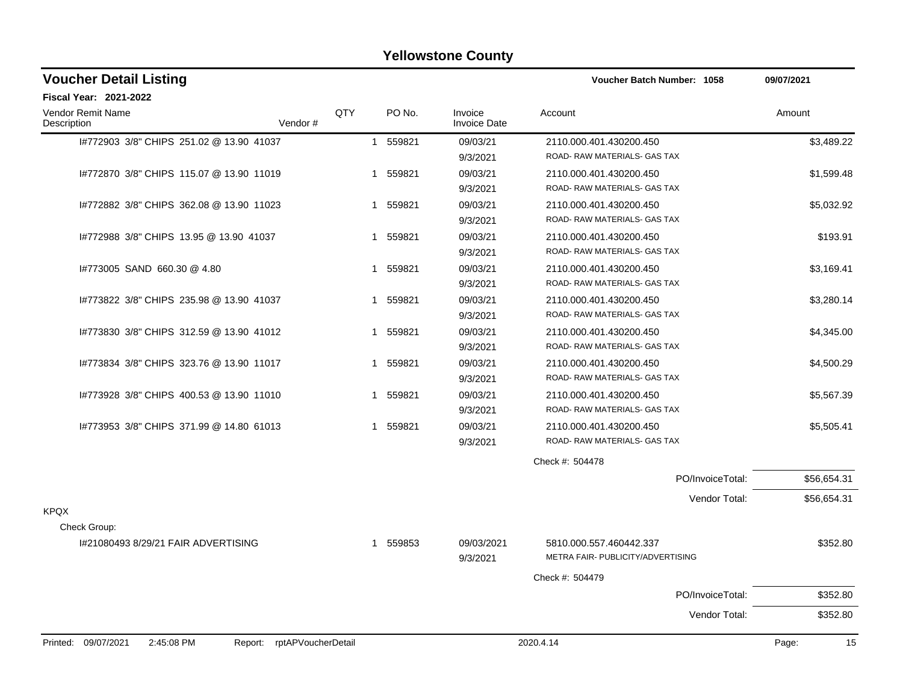# Yellowstone County

## Voucher Detail Listing

**Voucher Batch Number: 1058** — 09/07/2021

**Fiscal Year: 2021-2022**

| Vendor Remit Name / Description | Vendor # | QTY | PO No. | Invoice / Invoice Date | Account | Amount |
|---|---|---|---|---|---|---|
| I#772903 3/8" CHIPS 251.02 @ 13.90 41037 | | 1 | 559821 | 09/03/21 / 9/3/2021 | 2110.000.401.430200.450 ROAD- RAW MATERIALS- GAS TAX | $3,489.22 |
| I#772870 3/8" CHIPS 115.07 @ 13.90 11019 | | 1 | 559821 | 09/03/21 / 9/3/2021 | 2110.000.401.430200.450 ROAD- RAW MATERIALS- GAS TAX | $1,599.48 |
| I#772882 3/8" CHIPS 362.08 @ 13.90 11023 | | 1 | 559821 | 09/03/21 / 9/3/2021 | 2110.000.401.430200.450 ROAD- RAW MATERIALS- GAS TAX | $5,032.92 |
| I#772988 3/8" CHIPS 13.95 @ 13.90 41037 | | 1 | 559821 | 09/03/21 / 9/3/2021 | 2110.000.401.430200.450 ROAD- RAW MATERIALS- GAS TAX | $193.91 |
| I#773005 SAND 660.30 @ 4.80 | | 1 | 559821 | 09/03/21 / 9/3/2021 | 2110.000.401.430200.450 ROAD- RAW MATERIALS- GAS TAX | $3,169.41 |
| I#773822 3/8" CHIPS 235.98 @ 13.90 41037 | | 1 | 559821 | 09/03/21 / 9/3/2021 | 2110.000.401.430200.450 ROAD- RAW MATERIALS- GAS TAX | $3,280.14 |
| I#773830 3/8" CHIPS 312.59 @ 13.90 41012 | | 1 | 559821 | 09/03/21 / 9/3/2021 | 2110.000.401.430200.450 ROAD- RAW MATERIALS- GAS TAX | $4,345.00 |
| I#773834 3/8" CHIPS 323.76 @ 13.90 11017 | | 1 | 559821 | 09/03/21 / 9/3/2021 | 2110.000.401.430200.450 ROAD- RAW MATERIALS- GAS TAX | $4,500.29 |
| I#773928 3/8" CHIPS 400.53 @ 13.90 11010 | | 1 | 559821 | 09/03/21 / 9/3/2021 | 2110.000.401.430200.450 ROAD- RAW MATERIALS- GAS TAX | $5,567.39 |
| I#773953 3/8" CHIPS 371.99 @ 14.80 61013 | | 1 | 559821 | 09/03/21 / 9/3/2021 | 2110.000.401.430200.450 ROAD- RAW MATERIALS- GAS TAX | $5,505.41 |
| | | | | | Check #: 504478 | |
| | | | | | PO/InvoiceTotal: | $56,654.31 |
| | | | | | Vendor Total: | $56,654.31 |
| **KPQX** | | | | | | |
| Check Group: | | | | | | |
| I#21080493 8/29/21 FAIR ADVERTISING | | 1 | 559853 | 09/03/2021 / 9/3/2021 | 5810.000.557.460442.337 METRA FAIR- PUBLICITY/ADVERTISING | $352.80 |
| | | | | | Check #: 504479 | |
| | | | | | PO/InvoiceTotal: | $352.80 |
| | | | | | Vendor Total: | $352.80 |

Printed: 09/07/2021 2:45:08 PM Report: rptAPVoucherDetail 2020.4.14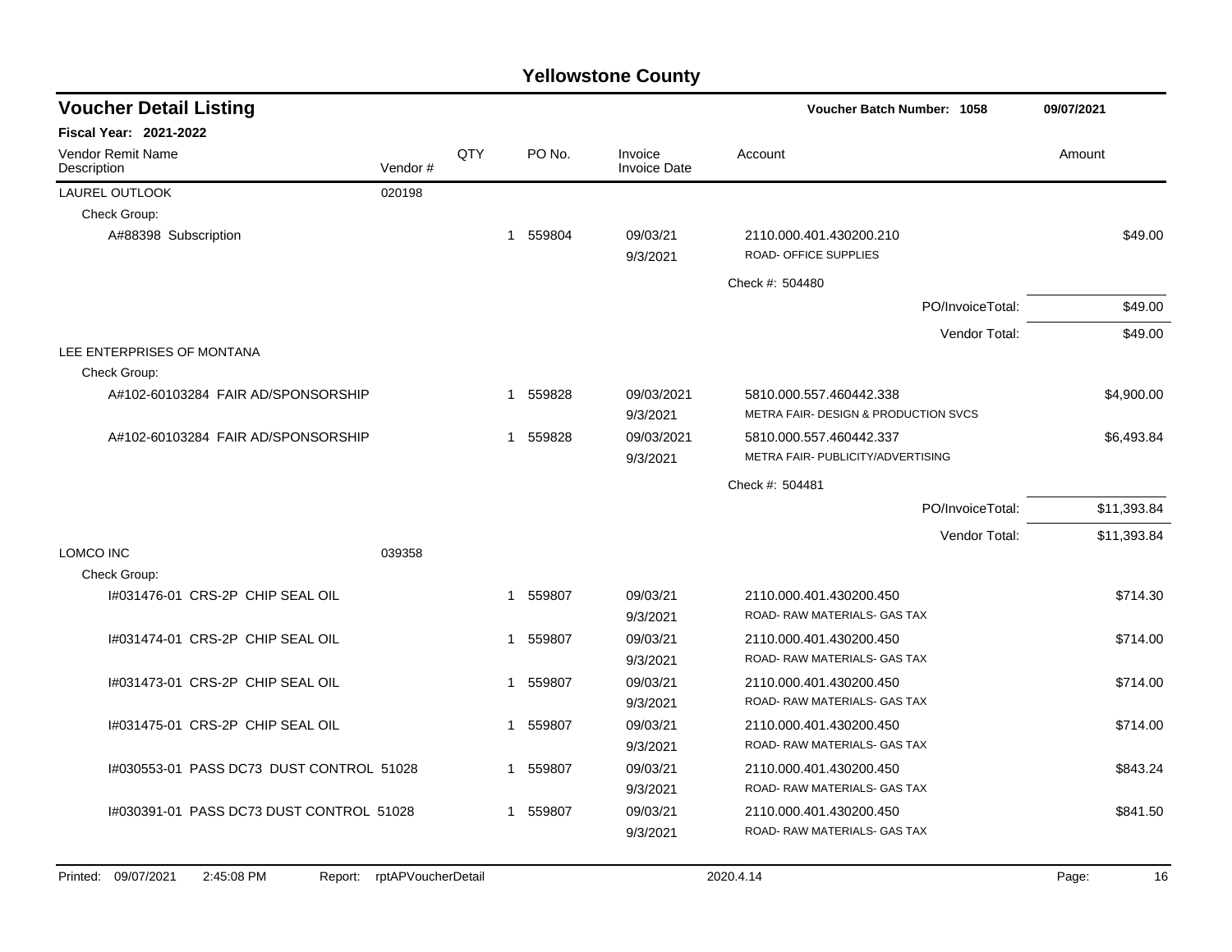# Yellowstone County

## Voucher Detail Listing

**Voucher Batch Number: 1058** — 09/07/2021

**Fiscal Year: 2021-2022**

| Vendor Remit Name / Description | Vendor # | QTY | PO No. | Invoice / Invoice Date | Account | Amount |
|---|---|---|---|---|---|---|
| LAUREL OUTLOOK | 020198 | | | | | |
| Check Group: | | | | | | |
| A#88398 Subscription | | 1 | 559804 | 09/03/21<br>9/3/2021 | 2110.000.401.430200.210<br>ROAD- OFFICE SUPPLIES | $49.00 |
| | | | | | Check #: 504480 | |
| | | | | | PO/InvoiceTotal: | $49.00 |
| | | | | | Vendor Total: | $49.00 |
| LEE ENTERPRISES OF MONTANA | | | | | | |
| Check Group: | | | | | | |
| A#102-60103284 FAIR AD/SPONSORSHIP | | 1 | 559828 | 09/03/2021<br>9/3/2021 | 5810.000.557.460442.338<br>METRA FAIR- DESIGN & PRODUCTION SVCS | $4,900.00 |
| A#102-60103284 FAIR AD/SPONSORSHIP | | 1 | 559828 | 09/03/2021<br>9/3/2021 | 5810.000.557.460442.337<br>METRA FAIR- PUBLICITY/ADVERTISING | $6,493.84 |
| | | | | | Check #: 504481 | |
| | | | | | PO/InvoiceTotal: | $11,393.84 |
| | | | | | Vendor Total: | $11,393.84 |
| LOMCO INC | 039358 | | | | | |
| Check Group: | | | | | | |
| I#031476-01 CRS-2P CHIP SEAL OIL | | 1 | 559807 | 09/03/21<br>9/3/2021 | 2110.000.401.430200.450<br>ROAD- RAW MATERIALS- GAS TAX | $714.30 |
| I#031474-01 CRS-2P CHIP SEAL OIL | | 1 | 559807 | 09/03/21<br>9/3/2021 | 2110.000.401.430200.450<br>ROAD- RAW MATERIALS- GAS TAX | $714.00 |
| I#031473-01 CRS-2P CHIP SEAL OIL | | 1 | 559807 | 09/03/21<br>9/3/2021 | 2110.000.401.430200.450<br>ROAD- RAW MATERIALS- GAS TAX | $714.00 |
| I#031475-01 CRS-2P CHIP SEAL OIL | | 1 | 559807 | 09/03/21<br>9/3/2021 | 2110.000.401.430200.450<br>ROAD- RAW MATERIALS- GAS TAX | $714.00 |
| I#030553-01 PASS DC73 DUST CONTROL 51028 | | 1 | 559807 | 09/03/21<br>9/3/2021 | 2110.000.401.430200.450<br>ROAD- RAW MATERIALS- GAS TAX | $843.24 |
| I#030391-01 PASS DC73 DUST CONTROL 51028 | | 1 | 559807 | 09/03/21<br>9/3/2021 | 2110.000.401.430200.450<br>ROAD- RAW MATERIALS- GAS TAX | $841.50 |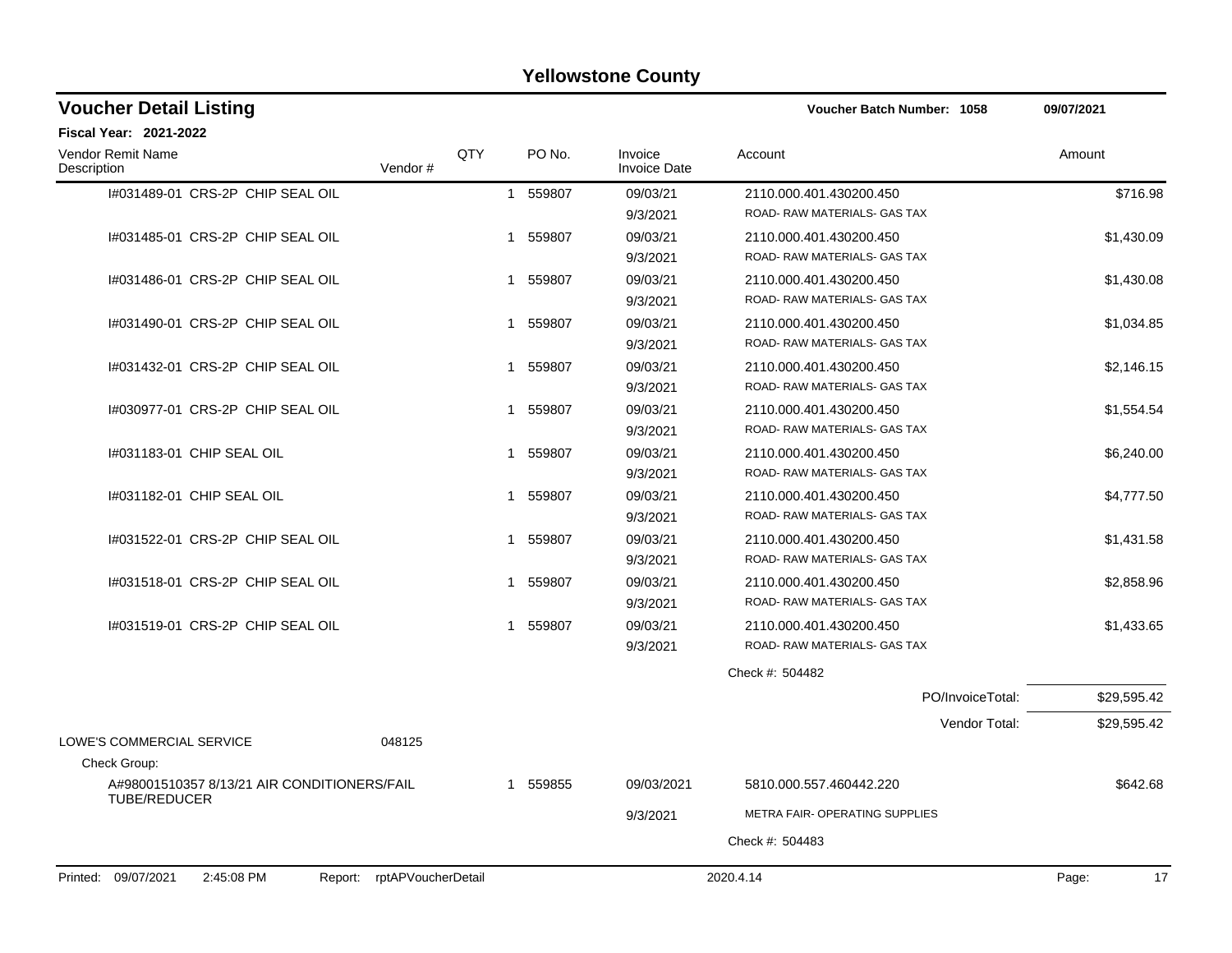# Yellowstone County

## Voucher Detail Listing

**Voucher Batch Number: 1058** 09/07/2021

**Fiscal Year: 2021-2022**

| Vendor Remit Name / Description | Vendor # | QTY | PO No. | Invoice / Invoice Date | Account | Amount |
|---|---|---|---|---|---|---|
| I#031489-01 CRS-2P CHIP SEAL OIL | | 1 | 559807 | 09/03/21 / 9/3/2021 | 2110.000.401.430200.450 / ROAD- RAW MATERIALS- GAS TAX | $716.98 |
| I#031485-01 CRS-2P CHIP SEAL OIL | | 1 | 559807 | 09/03/21 / 9/3/2021 | 2110.000.401.430200.450 / ROAD- RAW MATERIALS- GAS TAX | $1,430.09 |
| I#031486-01 CRS-2P CHIP SEAL OIL | | 1 | 559807 | 09/03/21 / 9/3/2021 | 2110.000.401.430200.450 / ROAD- RAW MATERIALS- GAS TAX | $1,430.08 |
| I#031490-01 CRS-2P CHIP SEAL OIL | | 1 | 559807 | 09/03/21 / 9/3/2021 | 2110.000.401.430200.450 / ROAD- RAW MATERIALS- GAS TAX | $1,034.85 |
| I#031432-01 CRS-2P CHIP SEAL OIL | | 1 | 559807 | 09/03/21 / 9/3/2021 | 2110.000.401.430200.450 / ROAD- RAW MATERIALS- GAS TAX | $2,146.15 |
| I#030977-01 CRS-2P CHIP SEAL OIL | | 1 | 559807 | 09/03/21 / 9/3/2021 | 2110.000.401.430200.450 / ROAD- RAW MATERIALS- GAS TAX | $1,554.54 |
| I#031183-01 CHIP SEAL OIL | | 1 | 559807 | 09/03/21 / 9/3/2021 | 2110.000.401.430200.450 / ROAD- RAW MATERIALS- GAS TAX | $6,240.00 |
| I#031182-01 CHIP SEAL OIL | | 1 | 559807 | 09/03/21 / 9/3/2021 | 2110.000.401.430200.450 / ROAD- RAW MATERIALS- GAS TAX | $4,777.50 |
| I#031522-01 CRS-2P CHIP SEAL OIL | | 1 | 559807 | 09/03/21 / 9/3/2021 | 2110.000.401.430200.450 / ROAD- RAW MATERIALS- GAS TAX | $1,431.58 |
| I#031518-01 CRS-2P CHIP SEAL OIL | | 1 | 559807 | 09/03/21 / 9/3/2021 | 2110.000.401.430200.450 / ROAD- RAW MATERIALS- GAS TAX | $2,858.96 |
| I#031519-01 CRS-2P CHIP SEAL OIL | | 1 | 559807 | 09/03/21 / 9/3/2021 | 2110.000.401.430200.450 / ROAD- RAW MATERIALS- GAS TAX | $1,433.65 |
| | | | | | Check #: 504482 | |
| | | | | | PO/InvoiceTotal: | $29,595.42 |
| | | | | | Vendor Total: | $29,595.42 |
| LOWE'S COMMERCIAL SERVICE | 048125 | | | | | |
| Check Group: | | | | | | |
| A#98001510357 8/13/21 AIR CONDITIONERS/FAIL TUBE/REDUCER | | 1 | 559855 | 09/03/2021 / 9/3/2021 | 5810.000.557.460442.220 / METRA FAIR- OPERATING SUPPLIES | $642.68 |
| | | | | | Check #: 504483 | |

Printed: 09/07/2021 2:45:08 PM Report: rptAPVoucherDetail 2020.4.14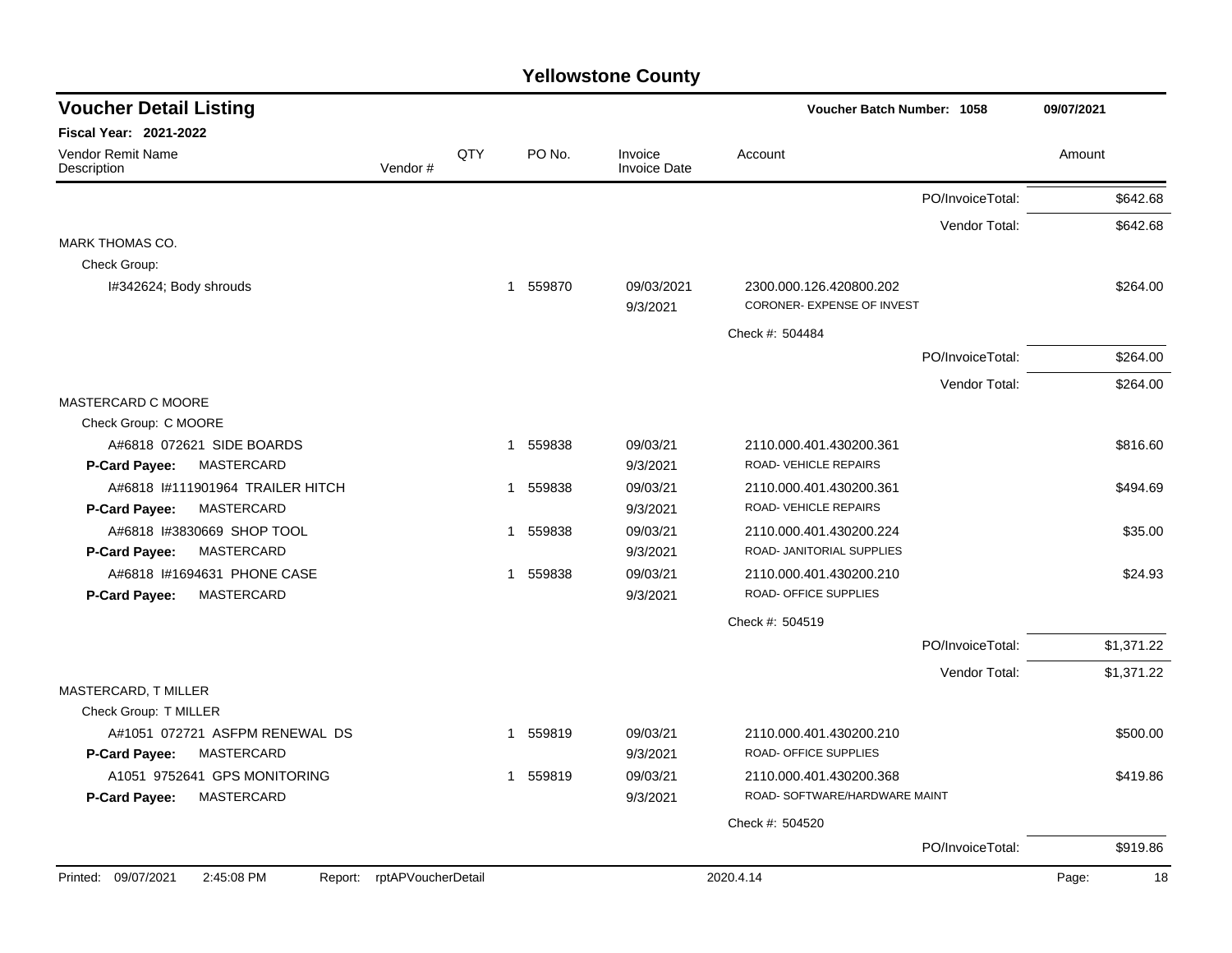# Yellowstone County

## Voucher Detail Listing

**Voucher Batch Number: 1058** — 09/07/2021

**Fiscal Year: 2021-2022**

| Vendor Remit Name / Description | Vendor # | QTY | PO No. | Invoice / Invoice Date | Account | Amount |
|---|---|---|---|---|---|---|
| | | | | | PO/InvoiceTotal: | $642.68 |
| | | | | | Vendor Total: | $642.68 |
| MARK THOMAS CO. | | | | | | |
| Check Group: | | | | | | |
| I#342624; Body shrouds | | 1 | 559870 | 09/03/2021 / 9/3/2021 | 2300.000.126.420800.202 CORONER- EXPENSE OF INVEST | $264.00 |
| | | | | | Check #: 504484 | |
| | | | | | PO/InvoiceTotal: | $264.00 |
| | | | | | Vendor Total: | $264.00 |
| MASTERCARD C MOORE | | | | | | |
| Check Group: C MOORE | | | | | | |
| A#6818 072621 SIDE BOARDS **P-Card Payee:** MASTERCARD | | 1 | 559838 | 09/03/21 / 9/3/2021 | 2110.000.401.430200.361 ROAD- VEHICLE REPAIRS | $816.60 |
| A#6818 I#111901964 TRAILER HITCH **P-Card Payee:** MASTERCARD | | 1 | 559838 | 09/03/21 / 9/3/2021 | 2110.000.401.430200.361 ROAD- VEHICLE REPAIRS | $494.69 |
| A#6818 I#3830669 SHOP TOOL **P-Card Payee:** MASTERCARD | | 1 | 559838 | 09/03/21 / 9/3/2021 | 2110.000.401.430200.224 ROAD- JANITORIAL SUPPLIES | $35.00 |
| A#6818 I#1694631 PHONE CASE **P-Card Payee:** MASTERCARD | | 1 | 559838 | 09/03/21 / 9/3/2021 | 2110.000.401.430200.210 ROAD- OFFICE SUPPLIES | $24.93 |
| | | | | | Check #: 504519 | |
| | | | | | PO/InvoiceTotal: | $1,371.22 |
| | | | | | Vendor Total: | $1,371.22 |
| MASTERCARD, T MILLER | | | | | | |
| Check Group: T MILLER | | | | | | |
| A#1051 072721 ASFPM RENEWAL DS **P-Card Payee:** MASTERCARD | | 1 | 559819 | 09/03/21 / 9/3/2021 | 2110.000.401.430200.210 ROAD- OFFICE SUPPLIES | $500.00 |
| A1051 9752641 GPS MONITORING **P-Card Payee:** MASTERCARD | | 1 | 559819 | 09/03/21 / 9/3/2021 | 2110.000.401.430200.368 ROAD- SOFTWARE/HARDWARE MAINT | $419.86 |
| | | | | | Check #: 504520 | |
| | | | | | PO/InvoiceTotal: | $919.86 |

Printed: 09/07/2021 2:45:08 PM Report: rptAPVoucherDetail 2020.4.14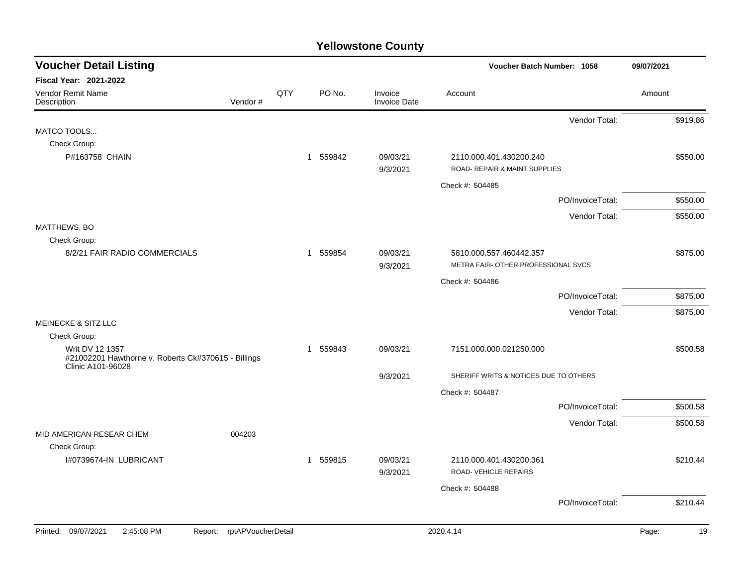# Yellowstone County

## Voucher Detail Listing

**Voucher Batch Number: 1058** — 09/07/2021

**Fiscal Year: 2021-2022**

| Vendor Remit Name / Description | Vendor # | QTY | PO No. | Invoice / Invoice Date | Account | Amount |
|---|---|---|---|---|---|---|
| | | | | | Vendor Total: | $919.86 |
| MATCO TOOLS... | | | | | | |
| Check Group: | | | | | | |
| P#163758 CHAIN | | 1 | 559842 | 09/03/21 | 2110.000.401.430200.240 | $550.00 |
| | | | | 9/3/2021 | ROAD- REPAIR & MAINT SUPPLIES | |
| | | | | | Check #: 504485 | |
| | | | | | PO/InvoiceTotal: | $550.00 |
| | | | | | Vendor Total: | $550.00 |
| MATTHEWS, BO | | | | | | |
| Check Group: | | | | | | |
| 8/2/21 FAIR RADIO COMMERCIALS | | 1 | 559854 | 09/03/21 | 5810.000.557.460442.357 | $875.00 |
| | | | | 9/3/2021 | METRA FAIR- OTHER PROFESSIONAL SVCS | |
| | | | | | Check #: 504486 | |
| | | | | | PO/InvoiceTotal: | $875.00 |
| | | | | | Vendor Total: | $875.00 |
| MEINECKE & SITZ LLC | | | | | | |
| Check Group: | | | | | | |
| Writ DV 12 1357 #21002201 Hawthorne v. Roberts Ck#370615 - Billings Clinic A101-96028 | | 1 | 559843 | 09/03/21 | 7151.000.000.021250.000 | $500.58 |
| | | | | 9/3/2021 | SHERIFF WRITS & NOTICES DUE TO OTHERS | |
| | | | | | Check #: 504487 | |
| | | | | | PO/InvoiceTotal: | $500.58 |
| | | | | | Vendor Total: | $500.58 |
| MID AMERICAN RESEAR CHEM | 004203 | | | | | |
| Check Group: | | | | | | |
| I#0739674-IN LUBRICANT | | 1 | 559815 | 09/03/21 | 2110.000.401.430200.361 | $210.44 |
| | | | | 9/3/2021 | ROAD- VEHICLE REPAIRS | |
| | | | | | Check #: 504488 | |
| | | | | | PO/InvoiceTotal: | $210.44 |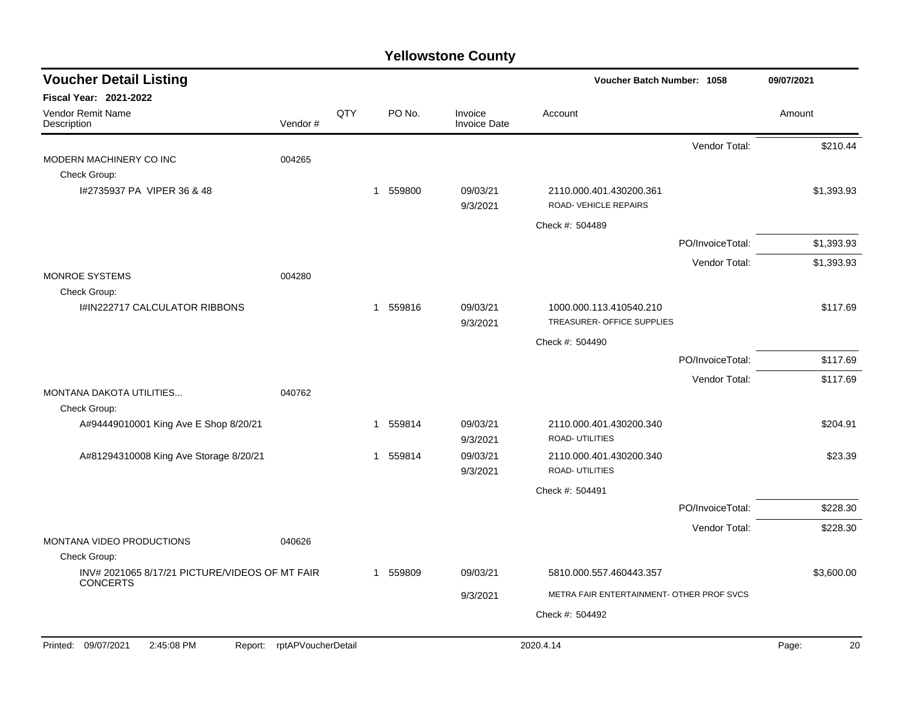# Yellowstone County

## Voucher Detail Listing

**Voucher Batch Number: 1058** 09/07/2021

**Fiscal Year: 2021-2022**

| Vendor Remit Name / Description | Vendor # | QTY | PO No. | Invoice / Invoice Date | Account | Amount |
|---|---|---|---|---|---|---|
| | | | | | Vendor Total: | $210.44 |
| MODERN MACHINERY CO INC | 004265 | | | | | |
| Check Group: | | | | | | |
| I#2735937 PA VIPER 36 & 48 | | 1 | 559800 | 09/03/21 / 9/3/2021 | 2110.000.401.430200.361 ROAD- VEHICLE REPAIRS | $1,393.93 |
| | | | | | Check #: 504489 | |
| | | | | | PO/InvoiceTotal: | $1,393.93 |
| | | | | | Vendor Total: | $1,393.93 |
| MONROE SYSTEMS | 004280 | | | | | |
| Check Group: | | | | | | |
| I#IN222717 CALCULATOR RIBBONS | | 1 | 559816 | 09/03/21 / 9/3/2021 | 1000.000.113.410540.210 TREASURER- OFFICE SUPPLIES | $117.69 |
| | | | | | Check #: 504490 | |
| | | | | | PO/InvoiceTotal: | $117.69 |
| | | | | | Vendor Total: | $117.69 |
| MONTANA DAKOTA UTILITIES... | 040762 | | | | | |
| Check Group: | | | | | | |
| A#94449010001 King Ave E Shop 8/20/21 | | 1 | 559814 | 09/03/21 / 9/3/2021 | 2110.000.401.430200.340 ROAD- UTILITIES | $204.91 |
| A#81294310008 King Ave Storage 8/20/21 | | 1 | 559814 | 09/03/21 / 9/3/2021 | 2110.000.401.430200.340 ROAD- UTILITIES | $23.39 |
| | | | | | Check #: 504491 | |
| | | | | | PO/InvoiceTotal: | $228.30 |
| | | | | | Vendor Total: | $228.30 |
| MONTANA VIDEO PRODUCTIONS | 040626 | | | | | |
| Check Group: | | | | | | |
| INV# 2021065 8/17/21 PICTURE/VIDEOS OF MT FAIR CONCERTS | | 1 | 559809 | 09/03/21 / 9/3/2021 | 5810.000.557.460443.357 METRA FAIR ENTERTAINMENT- OTHER PROF SVCS | $3,600.00 |
| | | | | | Check #: 504492 | |

Printed: 09/07/2021 2:45:08 PM Report: rptAPVoucherDetail 2020.4.14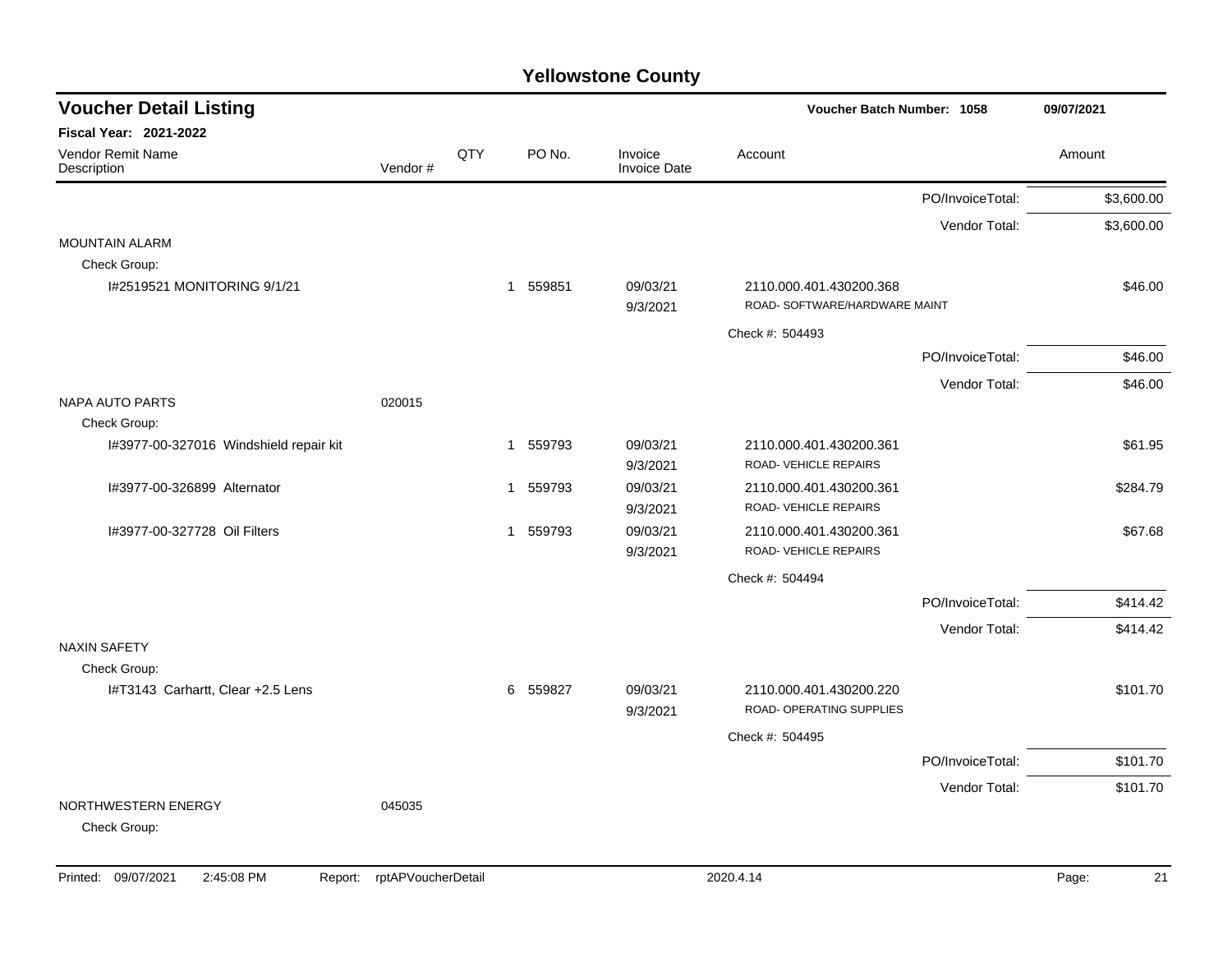# Yellowstone County

## Voucher Detail Listing

Voucher Batch Number: 1058 — 09/07/2021

**Fiscal Year: 2021-2022**

| Vendor Remit Name / Description | Vendor # | QTY | PO No. | Invoice / Invoice Date | Account | Amount |
|---|---|---|---|---|---|---|
| | | | | | PO/InvoiceTotal: | $3,600.00 |
| | | | | | Vendor Total: | $3,600.00 |
| MOUNTAIN ALARM | | | | | | |
| Check Group: | | | | | | |
| I#2519521 MONITORING 9/1/21 | | 1 | 559851 | 09/03/21 9/3/2021 | 2110.000.401.430200.368 ROAD- SOFTWARE/HARDWARE MAINT | $46.00 |
| | | | | | Check #: 504493 | |
| | | | | | PO/InvoiceTotal: | $46.00 |
| | | | | | Vendor Total: | $46.00 |
| NAPA AUTO PARTS | 020015 | | | | | |
| Check Group: | | | | | | |
| I#3977-00-327016 Windshield repair kit | | 1 | 559793 | 09/03/21 9/3/2021 | 2110.000.401.430200.361 ROAD- VEHICLE REPAIRS | $61.95 |
| I#3977-00-326899 Alternator | | 1 | 559793 | 09/03/21 9/3/2021 | 2110.000.401.430200.361 ROAD- VEHICLE REPAIRS | $284.79 |
| I#3977-00-327728 Oil Filters | | 1 | 559793 | 09/03/21 9/3/2021 | 2110.000.401.430200.361 ROAD- VEHICLE REPAIRS | $67.68 |
| | | | | | Check #: 504494 | |
| | | | | | PO/InvoiceTotal: | $414.42 |
| | | | | | Vendor Total: | $414.42 |
| NAXIN SAFETY | | | | | | |
| Check Group: | | | | | | |
| I#T3143 Carhartt, Clear +2.5 Lens | | 6 | 559827 | 09/03/21 9/3/2021 | 2110.000.401.430200.220 ROAD- OPERATING SUPPLIES | $101.70 |
| | | | | | Check #: 504495 | |
| | | | | | PO/InvoiceTotal: | $101.70 |
| | | | | | Vendor Total: | $101.70 |
| NORTHWESTERN ENERGY | 045035 | | | | | |
| Check Group: | | | | | | |

Printed: 09/07/2021 2:45:08 PM Report: rptAPVoucherDetail 2020.4.14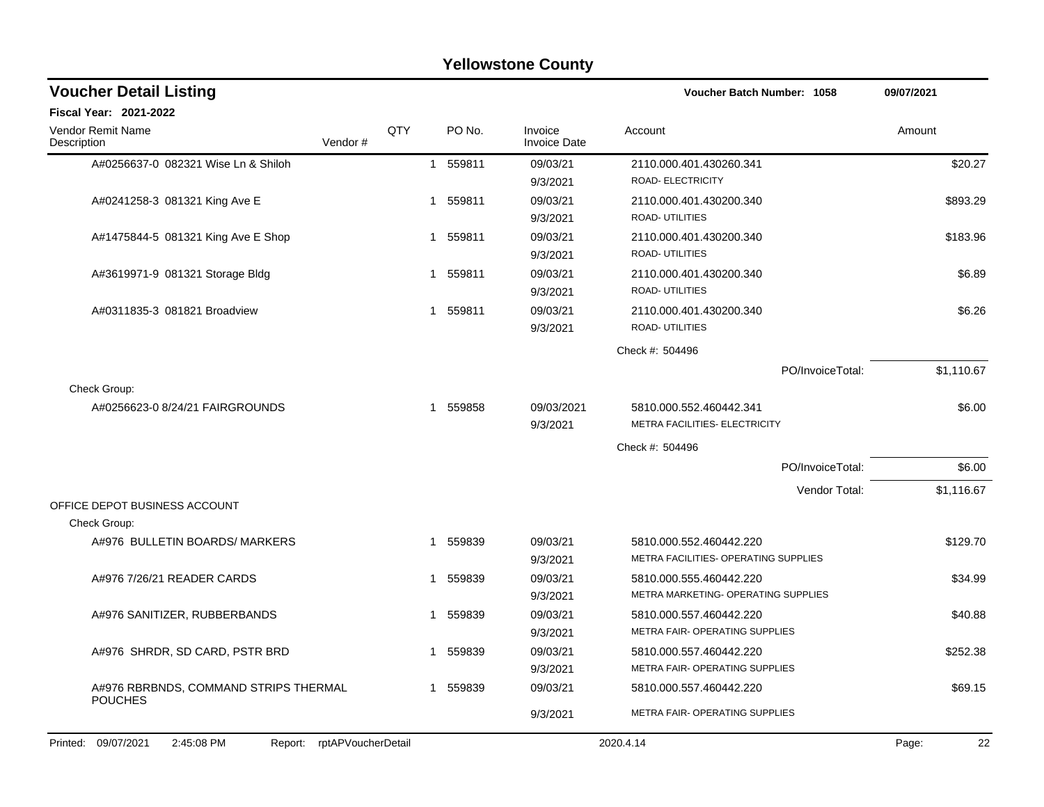# Yellowstone County

## Voucher Detail Listing

**Voucher Batch Number: 1058** — 09/07/2021

**Fiscal Year: 2021-2022**

| Vendor Remit Name / Description | Vendor # | QTY | PO No. | Invoice / Invoice Date | Account | Amount |
|---|---|---|---|---|---|---|
| A#0256637-0 082321 Wise Ln & Shiloh | | 1 | 559811 | 09/03/21<br>9/3/2021 | 2110.000.401.430260.341<br>ROAD- ELECTRICITY | $20.27 |
| A#0241258-3 081321 King Ave E | | 1 | 559811 | 09/03/21<br>9/3/2021 | 2110.000.401.430200.340<br>ROAD- UTILITIES | $893.29 |
| A#1475844-5 081321 King Ave E Shop | | 1 | 559811 | 09/03/21<br>9/3/2021 | 2110.000.401.430200.340<br>ROAD- UTILITIES | $183.96 |
| A#3619971-9 081321 Storage Bldg | | 1 | 559811 | 09/03/21<br>9/3/2021 | 2110.000.401.430200.340<br>ROAD- UTILITIES | $6.89 |
| A#0311835-3 081821 Broadview | | 1 | 559811 | 09/03/21<br>9/3/2021 | 2110.000.401.430200.340<br>ROAD- UTILITIES | $6.26 |
| | | | | | Check #: 504496 | |
| | | | | | PO/InvoiceTotal: | $1,110.67 |
| Check Group: | | | | | | |
| A#0256623-0 8/24/21 FAIRGROUNDS | | 1 | 559858 | 09/03/2021<br>9/3/2021 | 5810.000.552.460442.341<br>METRA FACILITIES- ELECTRICITY | $6.00 |
| | | | | | Check #: 504496 | |
| | | | | | PO/InvoiceTotal: | $6.00 |
| | | | | | Vendor Total: | $1,116.67 |
| OFFICE DEPOT BUSINESS ACCOUNT | | | | | | |
| Check Group: | | | | | | |
| A#976 BULLETIN BOARDS/ MARKERS | | 1 | 559839 | 09/03/21<br>9/3/2021 | 5810.000.552.460442.220<br>METRA FACILITIES- OPERATING SUPPLIES | $129.70 |
| A#976 7/26/21 READER CARDS | | 1 | 559839 | 09/03/21<br>9/3/2021 | 5810.000.555.460442.220<br>METRA MARKETING- OPERATING SUPPLIES | $34.99 |
| A#976 SANITIZER, RUBBERBANDS | | 1 | 559839 | 09/03/21<br>9/3/2021 | 5810.000.557.460442.220<br>METRA FAIR- OPERATING SUPPLIES | $40.88 |
| A#976 SHRDR, SD CARD, PSTR BRD | | 1 | 559839 | 09/03/21<br>9/3/2021 | 5810.000.557.460442.220<br>METRA FAIR- OPERATING SUPPLIES | $252.38 |
| A#976 RBRBNDS, COMMAND STRIPS THERMAL POUCHES | | 1 | 559839 | 09/03/21<br>9/3/2021 | 5810.000.557.460442.220<br>METRA FAIR- OPERATING SUPPLIES | $69.15 |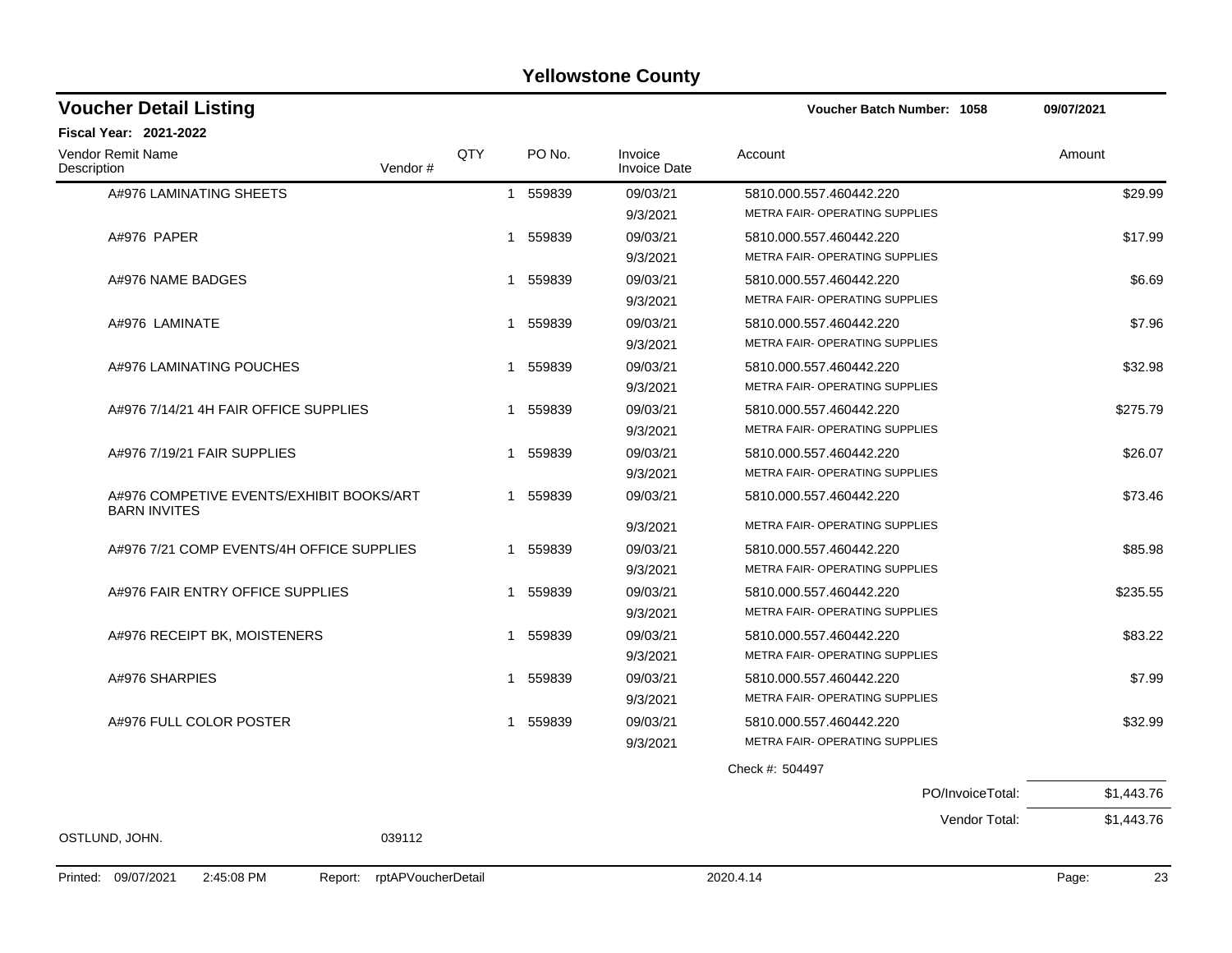# Yellowstone County

## Voucher Detail Listing

**Voucher Batch Number: 1058** — 09/07/2021

**Fiscal Year: 2021-2022**

| Vendor Remit Name / Description | Vendor # | QTY | PO No. | Invoice / Invoice Date | Account | Amount |
|---|---|---|---|---|---|---|
| A#976 LAMINATING SHEETS | | 1 | 559839 | 09/03/21 9/3/2021 | 5810.000.557.460442.220 METRA FAIR- OPERATING SUPPLIES | $29.99 |
| A#976 PAPER | | 1 | 559839 | 09/03/21 9/3/2021 | 5810.000.557.460442.220 METRA FAIR- OPERATING SUPPLIES | $17.99 |
| A#976 NAME BADGES | | 1 | 559839 | 09/03/21 9/3/2021 | 5810.000.557.460442.220 METRA FAIR- OPERATING SUPPLIES | $6.69 |
| A#976 LAMINATE | | 1 | 559839 | 09/03/21 9/3/2021 | 5810.000.557.460442.220 METRA FAIR- OPERATING SUPPLIES | $7.96 |
| A#976 LAMINATING POUCHES | | 1 | 559839 | 09/03/21 9/3/2021 | 5810.000.557.460442.220 METRA FAIR- OPERATING SUPPLIES | $32.98 |
| A#976 7/14/21 4H FAIR OFFICE SUPPLIES | | 1 | 559839 | 09/03/21 9/3/2021 | 5810.000.557.460442.220 METRA FAIR- OPERATING SUPPLIES | $275.79 |
| A#976 7/19/21 FAIR SUPPLIES | | 1 | 559839 | 09/03/21 9/3/2021 | 5810.000.557.460442.220 METRA FAIR- OPERATING SUPPLIES | $26.07 |
| A#976 COMPETIVE EVENTS/EXHIBIT BOOKS/ART BARN INVITES | | 1 | 559839 | 09/03/21 9/3/2021 | 5810.000.557.460442.220 METRA FAIR- OPERATING SUPPLIES | $73.46 |
| A#976 7/21 COMP EVENTS/4H OFFICE SUPPLIES | | 1 | 559839 | 09/03/21 9/3/2021 | 5810.000.557.460442.220 METRA FAIR- OPERATING SUPPLIES | $85.98 |
| A#976 FAIR ENTRY OFFICE SUPPLIES | | 1 | 559839 | 09/03/21 9/3/2021 | 5810.000.557.460442.220 METRA FAIR- OPERATING SUPPLIES | $235.55 |
| A#976 RECEIPT BK, MOISTENERS | | 1 | 559839 | 09/03/21 9/3/2021 | 5810.000.557.460442.220 METRA FAIR- OPERATING SUPPLIES | $83.22 |
| A#976 SHARPIES | | 1 | 559839 | 09/03/21 9/3/2021 | 5810.000.557.460442.220 METRA FAIR- OPERATING SUPPLIES | $7.99 |
| A#976 FULL COLOR POSTER | | 1 | 559839 | 09/03/21 9/3/2021 | 5810.000.557.460442.220 METRA FAIR- OPERATING SUPPLIES | $32.99 |
| | | | | | Check #: 504497 | |
| | | | | | PO/InvoiceTotal: | $1,443.76 |
| | | | | | Vendor Total: | $1,443.76 |
| OSTLUND, JOHN. | 039112 | | | | | |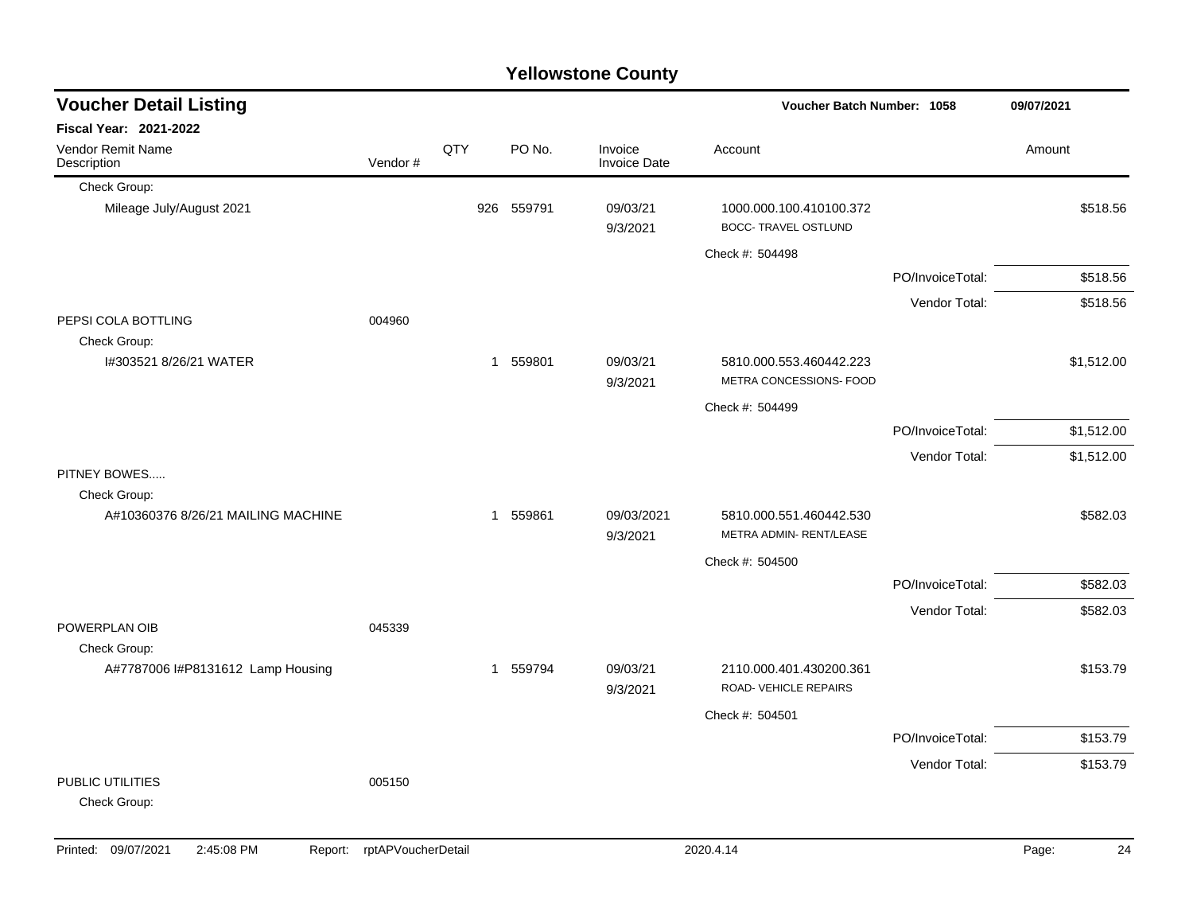# Yellowstone County

## Voucher Detail Listing

**Voucher Batch Number: 1058** 09/07/2021

**Fiscal Year: 2021-2022**

| Vendor Remit Name / Description | Vendor # | QTY | PO No. | Invoice / Invoice Date | Account | | Amount |
|---|---|---|---|---|---|---|---|
| Check Group: | | | | | | | |
| Mileage July/August 2021 | | 926 | 559791 | 09/03/21 9/3/2021 | 1000.000.100.410100.372 BOCC- TRAVEL OSTLUND | | $518.56 |
| | | | | | Check #: 504498 | | |
| | | | | | | PO/InvoiceTotal: | $518.56 |
| | | | | | | Vendor Total: | $518.56 |
| PEPSI COLA BOTTLING | 004960 | | | | | | |
| Check Group: | | | | | | | |
| I#303521 8/26/21 WATER | | 1 | 559801 | 09/03/21 9/3/2021 | 5810.000.553.460442.223 METRA CONCESSIONS- FOOD | | $1,512.00 |
| | | | | | Check #: 504499 | | |
| | | | | | | PO/InvoiceTotal: | $1,512.00 |
| | | | | | | Vendor Total: | $1,512.00 |
| PITNEY BOWES..... | | | | | | | |
| Check Group: | | | | | | | |
| A#10360376 8/26/21 MAILING MACHINE | | 1 | 559861 | 09/03/2021 9/3/2021 | 5810.000.551.460442.530 METRA ADMIN- RENT/LEASE | | $582.03 |
| | | | | | Check #: 504500 | | |
| | | | | | | PO/InvoiceTotal: | $582.03 |
| | | | | | | Vendor Total: | $582.03 |
| POWERPLAN OIB | 045339 | | | | | | |
| Check Group: | | | | | | | |
| A#7787006 I#P8131612 Lamp Housing | | 1 | 559794 | 09/03/21 9/3/2021 | 2110.000.401.430200.361 ROAD- VEHICLE REPAIRS | | $153.79 |
| | | | | | Check #: 504501 | | |
| | | | | | | PO/InvoiceTotal: | $153.79 |
| | | | | | | Vendor Total: | $153.79 |
| PUBLIC UTILITIES | 005150 | | | | | | |
| Check Group: | | | | | | | |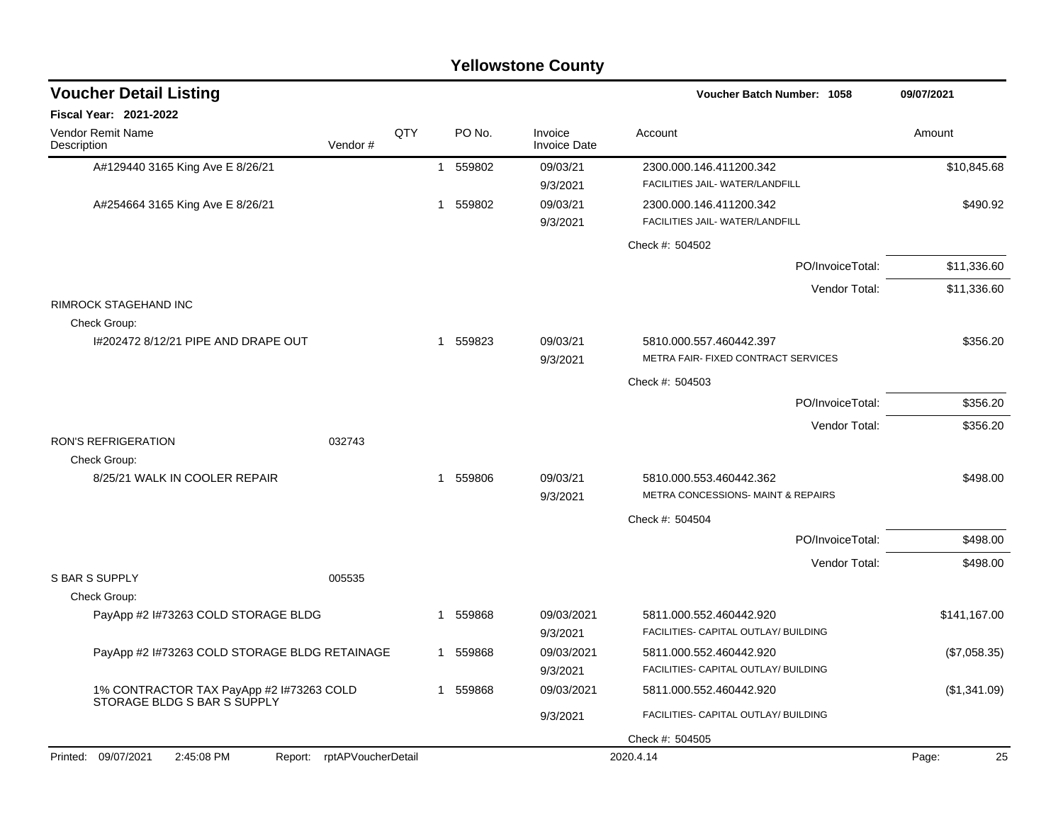# Yellowstone County

## Voucher Detail Listing

**Voucher Batch Number: 1058** — 09/07/2021

**Fiscal Year: 2021-2022**

| Vendor Remit Name / Description | Vendor # | QTY | PO No. | Invoice / Invoice Date | Account | Amount |
|---|---|---|---|---|---|---|
| A#129440 3165 King Ave E 8/26/21 | | 1 | 559802 | 09/03/21 / 9/3/2021 | 2300.000.146.411200.342 FACILITIES JAIL- WATER/LANDFILL | $10,845.68 |
| A#254664 3165 King Ave E 8/26/21 | | 1 | 559802 | 09/03/21 / 9/3/2021 | 2300.000.146.411200.342 FACILITIES JAIL- WATER/LANDFILL | $490.92 |
| | | | | | Check #: 504502 | |
| | | | | | PO/InvoiceTotal: | $11,336.60 |
| | | | | | Vendor Total: | $11,336.60 |
| RIMROCK STAGEHAND INC | | | | | | |
| Check Group: | | | | | | |
| I#202472 8/12/21 PIPE AND DRAPE OUT | | 1 | 559823 | 09/03/21 / 9/3/2021 | 5810.000.557.460442.397 METRA FAIR- FIXED CONTRACT SERVICES | $356.20 |
| | | | | | Check #: 504503 | |
| | | | | | PO/InvoiceTotal: | $356.20 |
| | | | | | Vendor Total: | $356.20 |
| RON'S REFRIGERATION | 032743 | | | | | |
| Check Group: | | | | | | |
| 8/25/21 WALK IN COOLER REPAIR | | 1 | 559806 | 09/03/21 / 9/3/2021 | 5810.000.553.460442.362 METRA CONCESSIONS- MAINT & REPAIRS | $498.00 |
| | | | | | Check #: 504504 | |
| | | | | | PO/InvoiceTotal: | $498.00 |
| | | | | | Vendor Total: | $498.00 |
| S BAR S SUPPLY | 005535 | | | | | |
| Check Group: | | | | | | |
| PayApp #2 I#73263 COLD STORAGE BLDG | | 1 | 559868 | 09/03/2021 / 9/3/2021 | 5811.000.552.460442.920 FACILITIES- CAPITAL OUTLAY/ BUILDING | $141,167.00 |
| PayApp #2 I#73263 COLD STORAGE BLDG RETAINAGE | | 1 | 559868 | 09/03/2021 / 9/3/2021 | 5811.000.552.460442.920 FACILITIES- CAPITAL OUTLAY/ BUILDING | ($7,058.35) |
| 1% CONTRACTOR TAX PayApp #2 I#73263 COLD STORAGE BLDG S BAR S SUPPLY | | 1 | 559868 | 09/03/2021 / 9/3/2021 | 5811.000.552.460442.920 FACILITIES- CAPITAL OUTLAY/ BUILDING | ($1,341.09) |
| | | | | | Check #: 504505 | |

Printed: 09/07/2021 2:45:08 PM Report: rptAPVoucherDetail 2020.4.14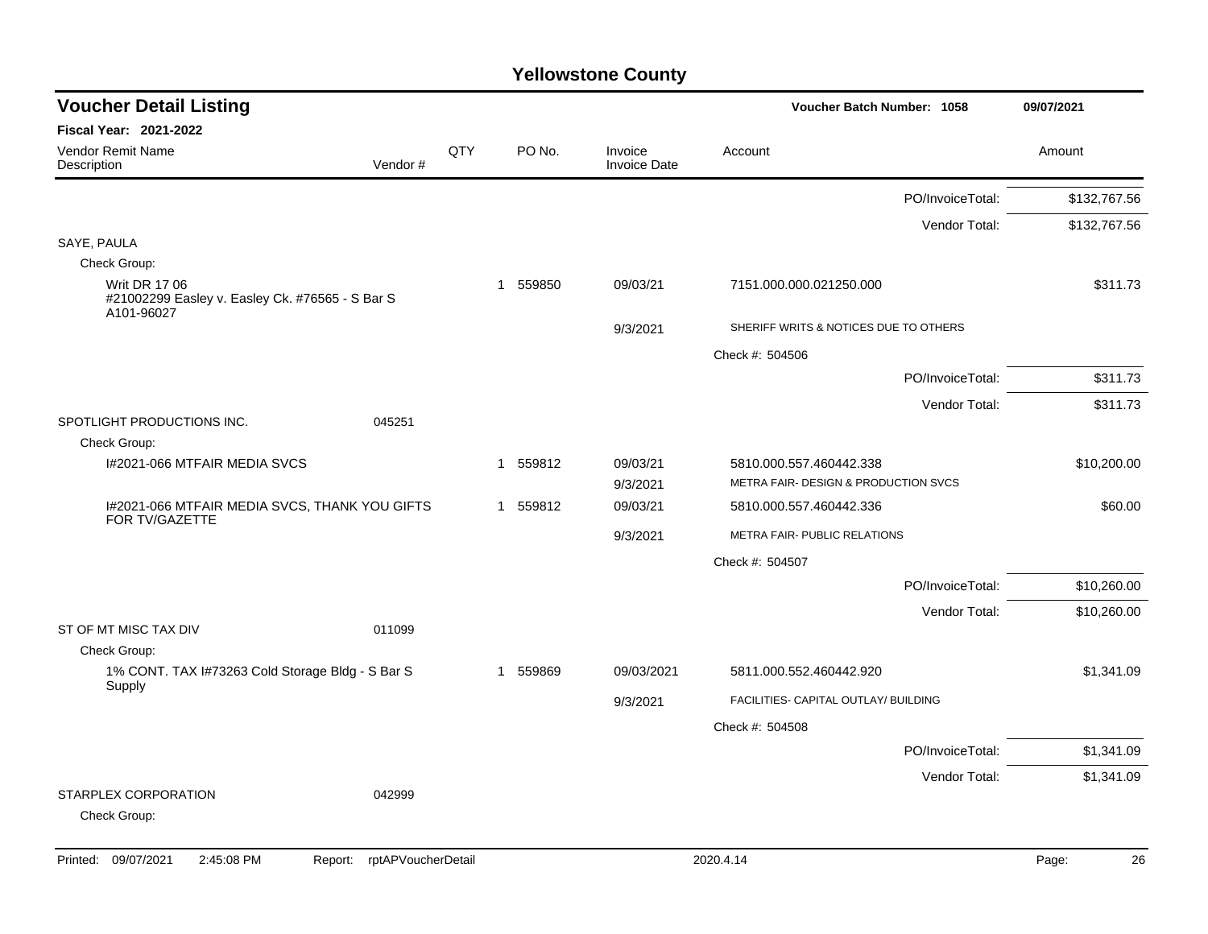# Yellowstone County

## Voucher Detail Listing

**Voucher Batch Number: 1058** — 09/07/2021

**Fiscal Year: 2021-2022**

| Vendor Remit Name / Description | Vendor # | QTY | PO No. | Invoice / Invoice Date | Account | Amount |
|---|---|---|---|---|---|---|
| | | | | | PO/InvoiceTotal: | $132,767.56 |
| | | | | | Vendor Total: | $132,767.56 |
| SAYE, PAULA | | | | | | |
| Check Group: | | | | | | |
| Writ DR 17 06 #21002299 Easley v. Easley Ck. #76565 - S Bar S A101-96027 | | 1 | 559850 | 09/03/21 | 7151.000.000.021250.000 | $311.73 |
| | | | | 9/3/2021 | SHERIFF WRITS & NOTICES DUE TO OTHERS | |
| | | | | | Check #: 504506 | |
| | | | | | PO/InvoiceTotal: | $311.73 |
| | | | | | Vendor Total: | $311.73 |
| SPOTLIGHT PRODUCTIONS INC. | 045251 | | | | | |
| Check Group: | | | | | | |
| I#2021-066 MTFAIR MEDIA SVCS | | 1 | 559812 | 09/03/21 | 5810.000.557.460442.338 | $10,200.00 |
| | | | | 9/3/2021 | METRA FAIR- DESIGN & PRODUCTION SVCS | |
| I#2021-066 MTFAIR MEDIA SVCS, THANK YOU GIFTS FOR TV/GAZETTE | | 1 | 559812 | 09/03/21 | 5810.000.557.460442.336 | $60.00 |
| | | | | 9/3/2021 | METRA FAIR- PUBLIC RELATIONS | |
| | | | | | Check #: 504507 | |
| | | | | | PO/InvoiceTotal: | $10,260.00 |
| | | | | | Vendor Total: | $10,260.00 |
| ST OF MT MISC TAX DIV | 011099 | | | | | |
| Check Group: | | | | | | |
| 1% CONT. TAX I#73263 Cold Storage Bldg - S Bar S Supply | | 1 | 559869 | 09/03/2021 | 5811.000.552.460442.920 | $1,341.09 |
| | | | | 9/3/2021 | FACILITIES- CAPITAL OUTLAY/ BUILDING | |
| | | | | | Check #: 504508 | |
| | | | | | PO/InvoiceTotal: | $1,341.09 |
| | | | | | Vendor Total: | $1,341.09 |
| STARPLEX CORPORATION | 042999 | | | | | |
| Check Group: | | | | | | |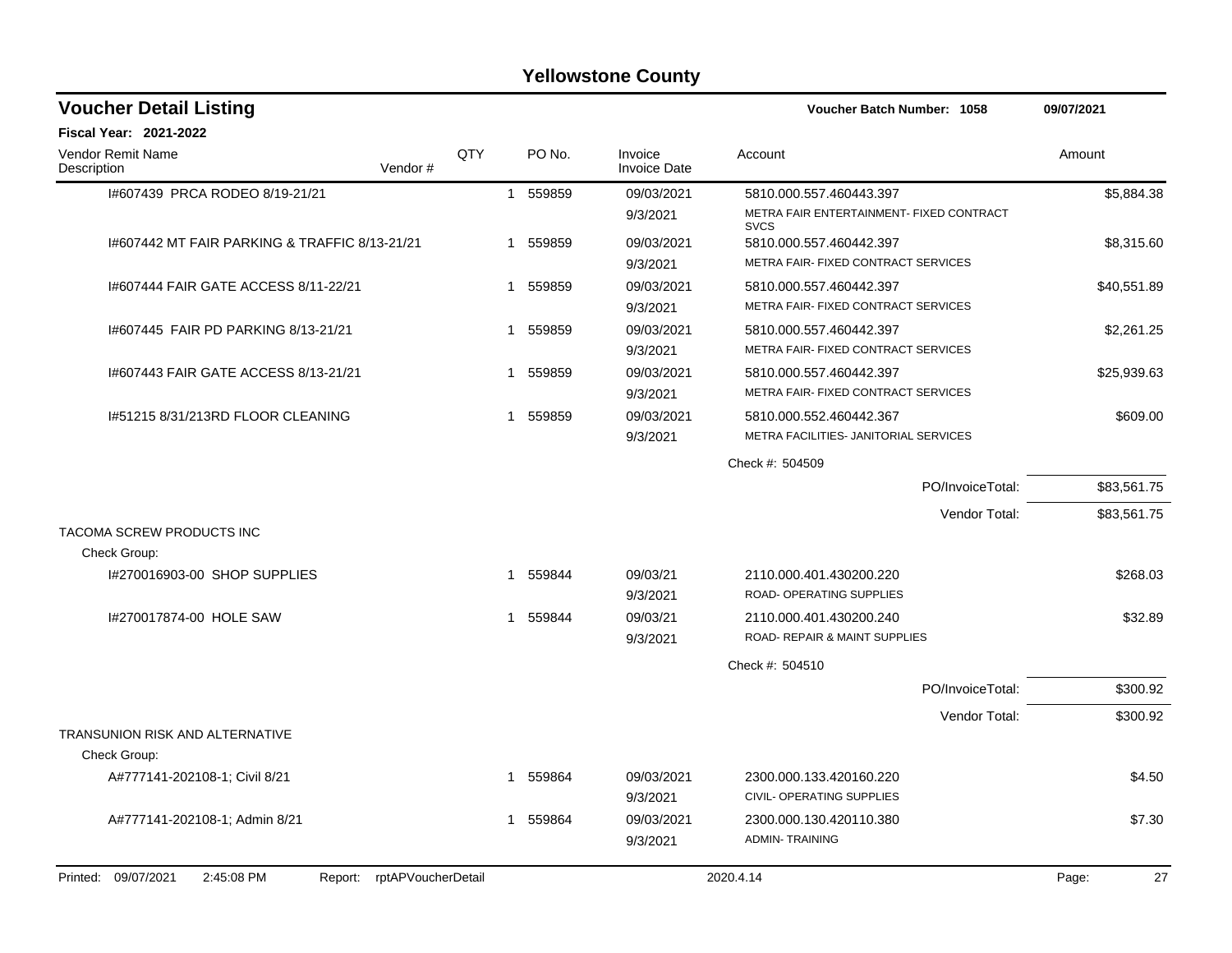# Yellowstone County

## Voucher Detail Listing

Voucher Batch Number: 1058 — 09/07/2021

**Fiscal Year: 2021-2022**

| Vendor Remit Name / Description | Vendor # | QTY | PO No. | Invoice / Invoice Date | Account | Amount |
|---|---|---|---|---|---|---|
| I#607439 PRCA RODEO 8/19-21/21 | | 1 | 559859 | 09/03/2021 / 9/3/2021 | 5810.000.557.460443.397 METRA FAIR ENTERTAINMENT- FIXED CONTRACT SVCS | $5,884.38 |
| I#607442 MT FAIR PARKING & TRAFFIC 8/13-21/21 | | 1 | 559859 | 09/03/2021 / 9/3/2021 | 5810.000.557.460442.397 METRA FAIR- FIXED CONTRACT SERVICES | $8,315.60 |
| I#607444 FAIR GATE ACCESS 8/11-22/21 | | 1 | 559859 | 09/03/2021 / 9/3/2021 | 5810.000.557.460442.397 METRA FAIR- FIXED CONTRACT SERVICES | $40,551.89 |
| I#607445 FAIR PD PARKING 8/13-21/21 | | 1 | 559859 | 09/03/2021 / 9/3/2021 | 5810.000.557.460442.397 METRA FAIR- FIXED CONTRACT SERVICES | $2,261.25 |
| I#607443 FAIR GATE ACCESS 8/13-21/21 | | 1 | 559859 | 09/03/2021 / 9/3/2021 | 5810.000.557.460442.397 METRA FAIR- FIXED CONTRACT SERVICES | $25,939.63 |
| I#51215 8/31/213RD FLOOR CLEANING | | 1 | 559859 | 09/03/2021 / 9/3/2021 | 5810.000.552.460442.367 METRA FACILITIES- JANITORIAL SERVICES | $609.00 |
| | | | | | Check #: 504509 | |
| | | | | | PO/InvoiceTotal: | $83,561.75 |
| | | | | | Vendor Total: | $83,561.75 |
| **TACOMA SCREW PRODUCTS INC** | | | | | | |
| Check Group: | | | | | | |
| I#270016903-00 SHOP SUPPLIES | | 1 | 559844 | 09/03/21 / 9/3/2021 | 2110.000.401.430200.220 ROAD- OPERATING SUPPLIES | $268.03 |
| I#270017874-00 HOLE SAW | | 1 | 559844 | 09/03/21 / 9/3/2021 | 2110.000.401.430200.240 ROAD- REPAIR & MAINT SUPPLIES | $32.89 |
| | | | | | Check #: 504510 | |
| | | | | | PO/InvoiceTotal: | $300.92 |
| | | | | | Vendor Total: | $300.92 |
| **TRANSUNION RISK AND ALTERNATIVE** | | | | | | |
| Check Group: | | | | | | |
| A#777141-202108-1; Civil 8/21 | | 1 | 559864 | 09/03/2021 / 9/3/2021 | 2300.000.133.420160.220 CIVIL- OPERATING SUPPLIES | $4.50 |
| A#777141-202108-1; Admin 8/21 | | 1 | 559864 | 09/03/2021 / 9/3/2021 | 2300.000.130.420110.380 ADMIN- TRAINING | $7.30 |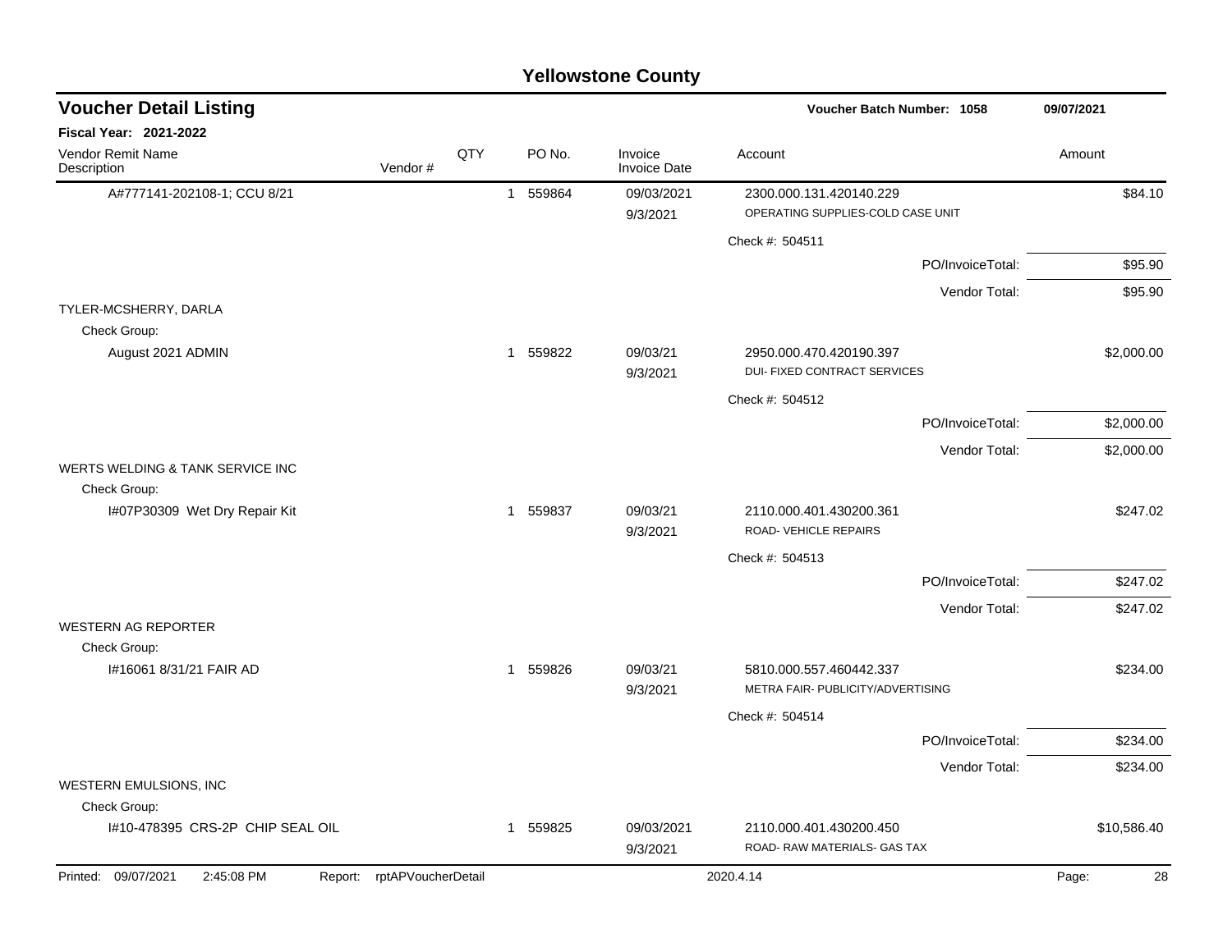# Yellowstone County

## Voucher Detail Listing

**Voucher Batch Number: 1058** — 09/07/2021

**Fiscal Year: 2021-2022**

| Vendor Remit Name / Description | Vendor # | QTY | PO No. | Invoice / Invoice Date | Account | Amount |
|---|---|---|---|---|---|---|
| A#777141-202108-1; CCU 8/21 | | 1 | 559864 | 09/03/2021 / 9/3/2021 | 2300.000.131.420140.229 OPERATING SUPPLIES-COLD CASE UNIT | $84.10 |
| | | | | | Check #: 504511 | |
| | | | | | PO/InvoiceTotal: | $95.90 |
| | | | | | Vendor Total: | $95.90 |
| **TYLER-MCSHERRY, DARLA** | | | | | | |
| Check Group: | | | | | | |
| August 2021 ADMIN | | 1 | 559822 | 09/03/21 / 9/3/2021 | 2950.000.470.420190.397 DUI- FIXED CONTRACT SERVICES | $2,000.00 |
| | | | | | Check #: 504512 | |
| | | | | | PO/InvoiceTotal: | $2,000.00 |
| | | | | | Vendor Total: | $2,000.00 |
| **WERTS WELDING & TANK SERVICE INC** | | | | | | |
| Check Group: | | | | | | |
| I#07P30309 Wet Dry Repair Kit | | 1 | 559837 | 09/03/21 / 9/3/2021 | 2110.000.401.430200.361 ROAD- VEHICLE REPAIRS | $247.02 |
| | | | | | Check #: 504513 | |
| | | | | | PO/InvoiceTotal: | $247.02 |
| | | | | | Vendor Total: | $247.02 |
| **WESTERN AG REPORTER** | | | | | | |
| Check Group: | | | | | | |
| I#16061 8/31/21 FAIR AD | | 1 | 559826 | 09/03/21 / 9/3/2021 | 5810.000.557.460442.337 METRA FAIR- PUBLICITY/ADVERTISING | $234.00 |
| | | | | | Check #: 504514 | |
| | | | | | PO/InvoiceTotal: | $234.00 |
| | | | | | Vendor Total: | $234.00 |
| **WESTERN EMULSIONS, INC** | | | | | | |
| Check Group: | | | | | | |
| I#10-478395 CRS-2P CHIP SEAL OIL | | 1 | 559825 | 09/03/2021 / 9/3/2021 | 2110.000.401.430200.450 ROAD- RAW MATERIALS- GAS TAX | $10,586.40 |

Printed: 09/07/2021 2:45:08 PM Report: rptAPVoucherDetail 2020.4.14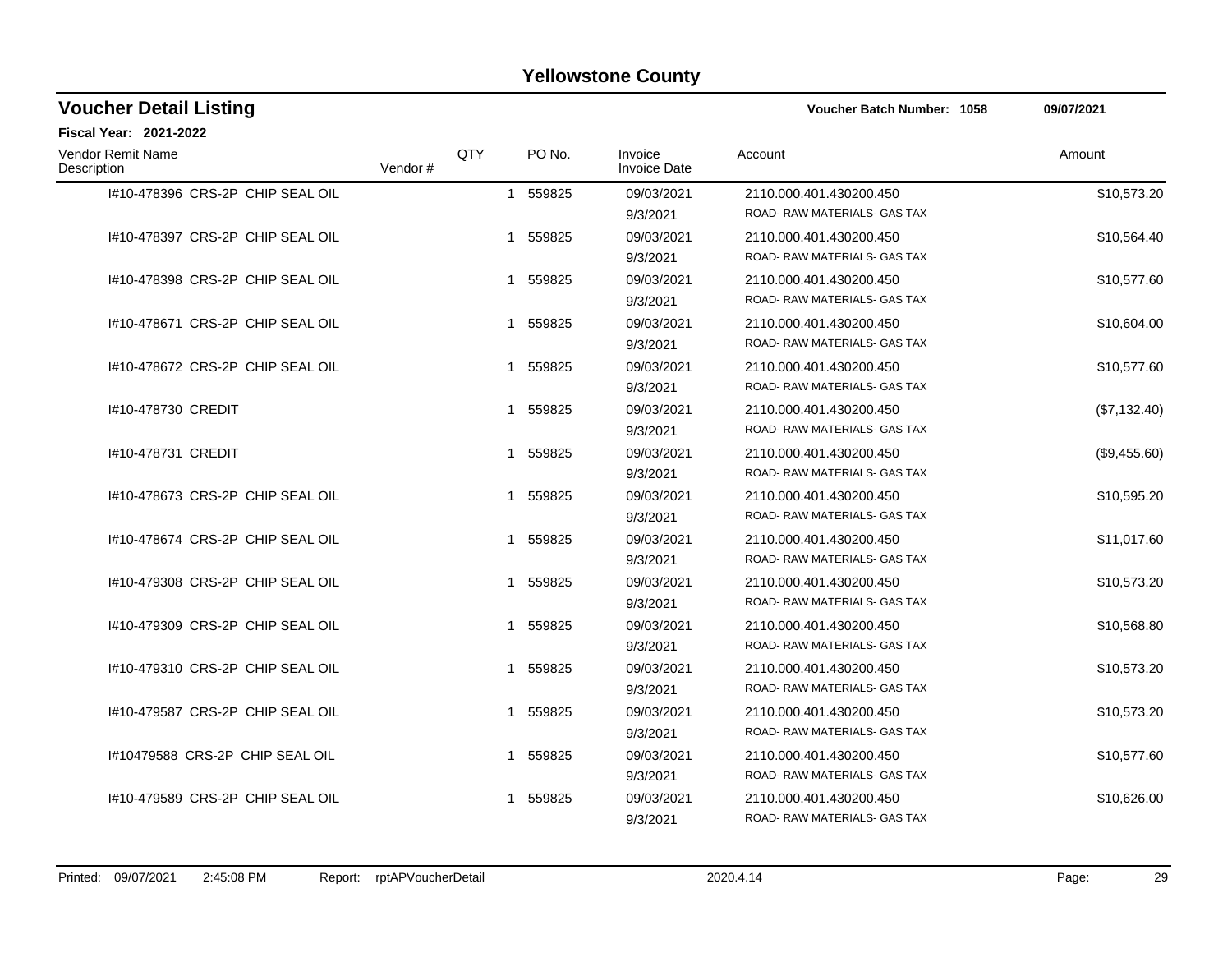# Yellowstone County

## Voucher Detail Listing

**Voucher Batch Number: 1058** 09/07/2021

**Fiscal Year: 2021-2022**

| Vendor Remit Name / Description | Vendor # | QTY | PO No. | Invoice / Invoice Date | Account | Amount |
|---|---|---|---|---|---|---|
| I#10-478396 CRS-2P CHIP SEAL OIL | | 1 | 559825 | 09/03/2021<br>9/3/2021 | 2110.000.401.430200.450<br>ROAD- RAW MATERIALS- GAS TAX | $10,573.20 |
| I#10-478397 CRS-2P CHIP SEAL OIL | | 1 | 559825 | 09/03/2021<br>9/3/2021 | 2110.000.401.430200.450<br>ROAD- RAW MATERIALS- GAS TAX | $10,564.40 |
| I#10-478398 CRS-2P CHIP SEAL OIL | | 1 | 559825 | 09/03/2021<br>9/3/2021 | 2110.000.401.430200.450<br>ROAD- RAW MATERIALS- GAS TAX | $10,577.60 |
| I#10-478671 CRS-2P CHIP SEAL OIL | | 1 | 559825 | 09/03/2021<br>9/3/2021 | 2110.000.401.430200.450<br>ROAD- RAW MATERIALS- GAS TAX | $10,604.00 |
| I#10-478672 CRS-2P CHIP SEAL OIL | | 1 | 559825 | 09/03/2021<br>9/3/2021 | 2110.000.401.430200.450<br>ROAD- RAW MATERIALS- GAS TAX | $10,577.60 |
| I#10-478730 CREDIT | | 1 | 559825 | 09/03/2021<br>9/3/2021 | 2110.000.401.430200.450<br>ROAD- RAW MATERIALS- GAS TAX | ($7,132.40) |
| I#10-478731 CREDIT | | 1 | 559825 | 09/03/2021<br>9/3/2021 | 2110.000.401.430200.450<br>ROAD- RAW MATERIALS- GAS TAX | ($9,455.60) |
| I#10-478673 CRS-2P CHIP SEAL OIL | | 1 | 559825 | 09/03/2021<br>9/3/2021 | 2110.000.401.430200.450<br>ROAD- RAW MATERIALS- GAS TAX | $10,595.20 |
| I#10-478674 CRS-2P CHIP SEAL OIL | | 1 | 559825 | 09/03/2021<br>9/3/2021 | 2110.000.401.430200.450<br>ROAD- RAW MATERIALS- GAS TAX | $11,017.60 |
| I#10-479308 CRS-2P CHIP SEAL OIL | | 1 | 559825 | 09/03/2021<br>9/3/2021 | 2110.000.401.430200.450<br>ROAD- RAW MATERIALS- GAS TAX | $10,573.20 |
| I#10-479309 CRS-2P CHIP SEAL OIL | | 1 | 559825 | 09/03/2021<br>9/3/2021 | 2110.000.401.430200.450<br>ROAD- RAW MATERIALS- GAS TAX | $10,568.80 |
| I#10-479310 CRS-2P CHIP SEAL OIL | | 1 | 559825 | 09/03/2021<br>9/3/2021 | 2110.000.401.430200.450<br>ROAD- RAW MATERIALS- GAS TAX | $10,573.20 |
| I#10-479587 CRS-2P CHIP SEAL OIL | | 1 | 559825 | 09/03/2021<br>9/3/2021 | 2110.000.401.430200.450<br>ROAD- RAW MATERIALS- GAS TAX | $10,573.20 |
| I#10479588 CRS-2P CHIP SEAL OIL | | 1 | 559825 | 09/03/2021<br>9/3/2021 | 2110.000.401.430200.450<br>ROAD- RAW MATERIALS- GAS TAX | $10,577.60 |
| I#10-479589 CRS-2P CHIP SEAL OIL | | 1 | 559825 | 09/03/2021<br>9/3/2021 | 2110.000.401.430200.450<br>ROAD- RAW MATERIALS- GAS TAX | $10,626.00 |

Printed: 09/07/2021 2:45:08 PM Report: rptAPVoucherDetail 2020.4.14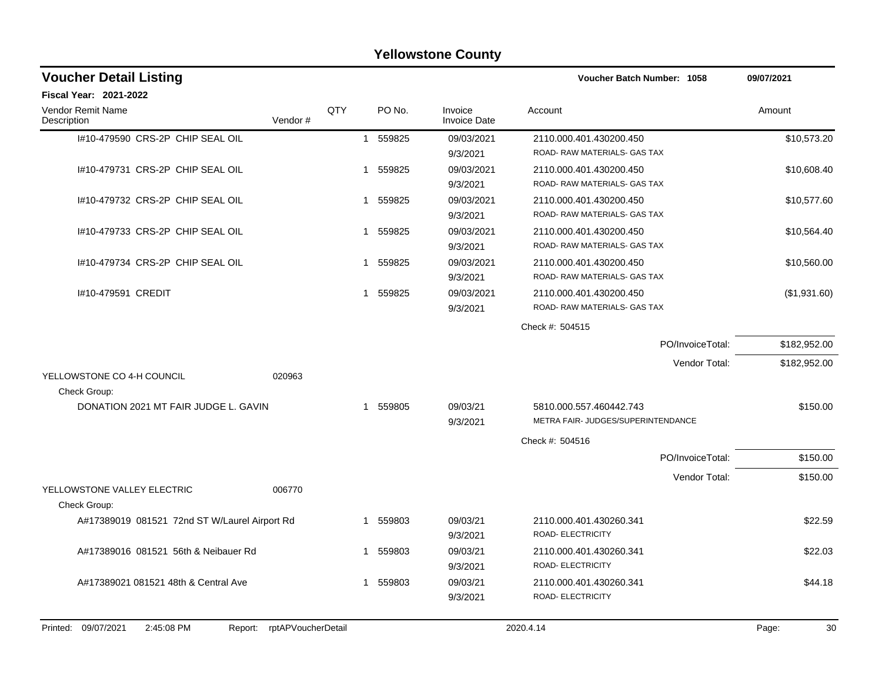# Yellowstone County

## Voucher Detail Listing

**Voucher Batch Number: 1058** 09/07/2021

**Fiscal Year: 2021-2022**

| Vendor Remit Name / Description | Vendor # | QTY | PO No. | Invoice / Invoice Date | Account | Amount |
|---|---|---|---|---|---|---|
| I#10-479590 CRS-2P CHIP SEAL OIL | | 1 | 559825 | 09/03/2021<br>9/3/2021 | 2110.000.401.430200.450<br>ROAD- RAW MATERIALS- GAS TAX | $10,573.20 |
| I#10-479731 CRS-2P CHIP SEAL OIL | | 1 | 559825 | 09/03/2021<br>9/3/2021 | 2110.000.401.430200.450<br>ROAD- RAW MATERIALS- GAS TAX | $10,608.40 |
| I#10-479732 CRS-2P CHIP SEAL OIL | | 1 | 559825 | 09/03/2021<br>9/3/2021 | 2110.000.401.430200.450<br>ROAD- RAW MATERIALS- GAS TAX | $10,577.60 |
| I#10-479733 CRS-2P CHIP SEAL OIL | | 1 | 559825 | 09/03/2021<br>9/3/2021 | 2110.000.401.430200.450<br>ROAD- RAW MATERIALS- GAS TAX | $10,564.40 |
| I#10-479734 CRS-2P CHIP SEAL OIL | | 1 | 559825 | 09/03/2021<br>9/3/2021 | 2110.000.401.430200.450<br>ROAD- RAW MATERIALS- GAS TAX | $10,560.00 |
| I#10-479591 CREDIT | | 1 | 559825 | 09/03/2021<br>9/3/2021 | 2110.000.401.430200.450<br>ROAD- RAW MATERIALS- GAS TAX | ($1,931.60) |
| | | | | | Check #: 504515 | |
| | | | | | PO/InvoiceTotal: | $182,952.00 |
| | | | | | Vendor Total: | $182,952.00 |
| YELLOWSTONE CO 4-H COUNCIL | 020963 | | | | | |
| Check Group: | | | | | | |
| DONATION 2021 MT FAIR JUDGE L. GAVIN | | 1 | 559805 | 09/03/21<br>9/3/2021 | 5810.000.557.460442.743<br>METRA FAIR- JUDGES/SUPERINTENDANCE | $150.00 |
| | | | | | Check #: 504516 | |
| | | | | | PO/InvoiceTotal: | $150.00 |
| | | | | | Vendor Total: | $150.00 |
| YELLOWSTONE VALLEY ELECTRIC | 006770 | | | | | |
| Check Group: | | | | | | |
| A#17389019 081521 72nd ST W/Laurel Airport Rd | | 1 | 559803 | 09/03/21<br>9/3/2021 | 2110.000.401.430260.341<br>ROAD- ELECTRICITY | $22.59 |
| A#17389016 081521 56th & Neibauer Rd | | 1 | 559803 | 09/03/21<br>9/3/2021 | 2110.000.401.430260.341<br>ROAD- ELECTRICITY | $22.03 |
| A#17389021 081521 48th & Central Ave | | 1 | 559803 | 09/03/21<br>9/3/2021 | 2110.000.401.430260.341<br>ROAD- ELECTRICITY | $44.18 |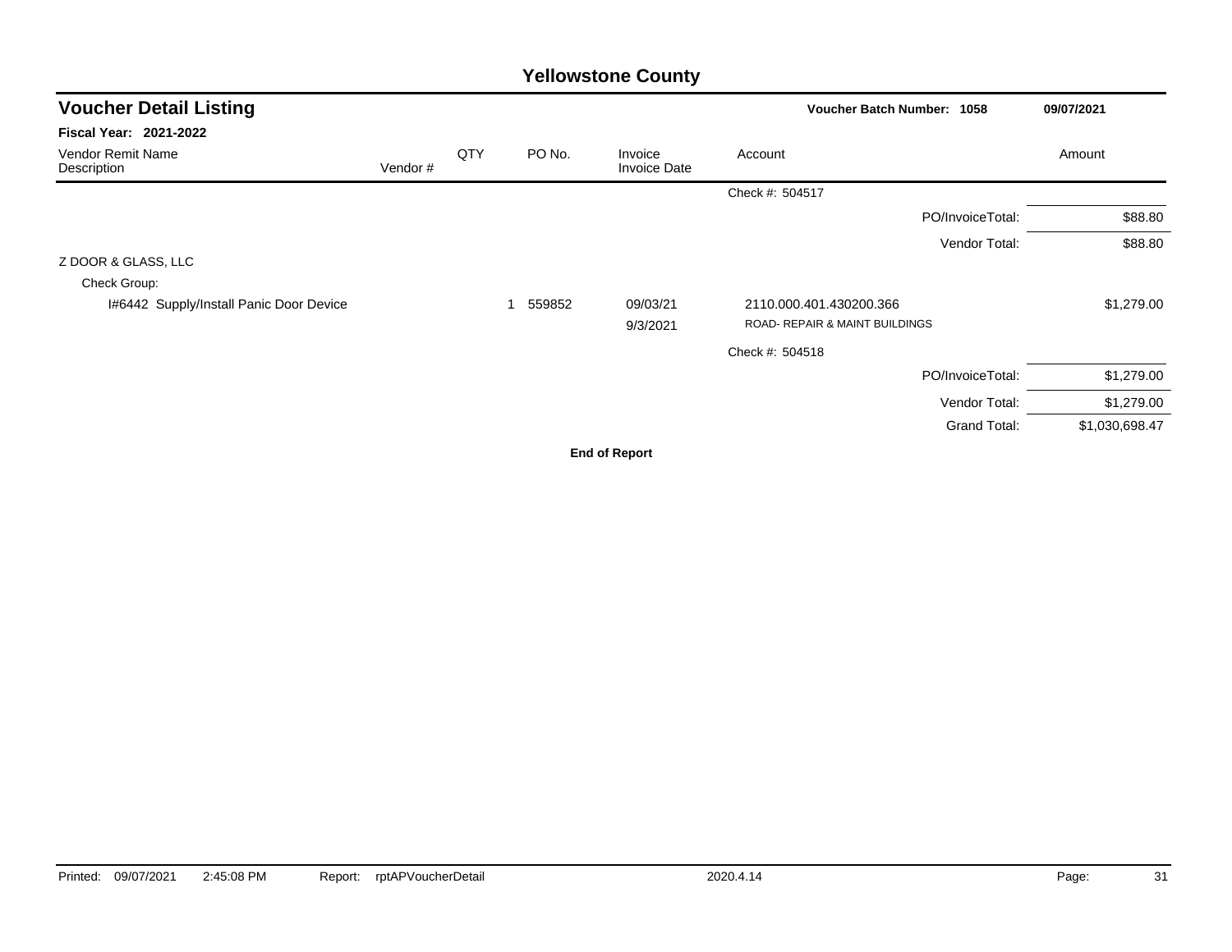# Yellowstone County

## Voucher Detail Listing

**Voucher Batch Number: 1058** **09/07/2021**

**Fiscal Year: 2021-2022**

| Vendor Remit Name / Description | Vendor # | QTY | PO No. | Invoice / Invoice Date | Account | Amount |
|---|---|---|---|---|---|---|
| | | | | | Check #: 504517 | |
| | | | | | PO/InvoiceTotal: | $88.80 |
| | | | | | Vendor Total: | $88.80 |
| Z DOOR & GLASS, LLC | | | | | | |
| Check Group: | | | | | | |
| I#6442 Supply/Install Panic Door Device | | 1 | 559852 | 09/03/21 | 2110.000.401.430200.366 | $1,279.00 |
| | | | | 9/3/2021 | ROAD- REPAIR & MAINT BUILDINGS | |
| | | | | | Check #: 504518 | |
| | | | | | PO/InvoiceTotal: | $1,279.00 |
| | | | | | Vendor Total: | $1,279.00 |
| | | | | | Grand Total: | $1,030,698.47 |

**End of Report**

Printed: 09/07/2021 2:45:08 PM Report: rptAPVoucherDetail 2020.4.14